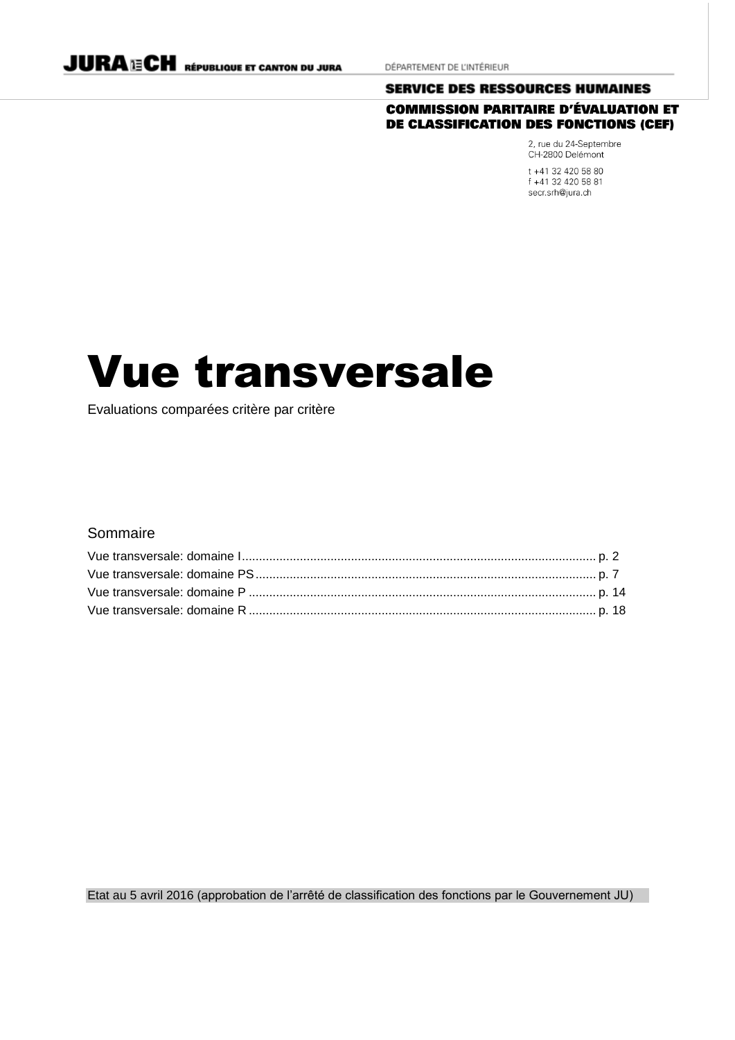JURA CH RÉPUBLIQUE ET CANTON DU JURA

DÉPARTEMENT DE L'INTÉRIEUR

**SERVICE DES RESSOURCES HUMAINES**

**COMMISSION PARITAIRE D'ÉVALUATION ET DE CLASSIFICATION DES FONCTIONS (CEF)**

2, rue du 24-Septembre
CH-2800 Delémont

t +41 32 420 58 80
f +41 32 420 58 81
secr.srh@jura.ch

# Vue transversale

Evaluations comparées critère par critère

## Sommaire

Vue transversale: domaine I ........................................ p. 2
Vue transversale: domaine PS ........................................ p. 7
Vue transversale: domaine P ........................................ p. 14
Vue transversale: domaine R ........................................ p. 18

Etat au 5 avril 2016 (approbation de l'arrêté de classification des fonctions par le Gouvernement JU)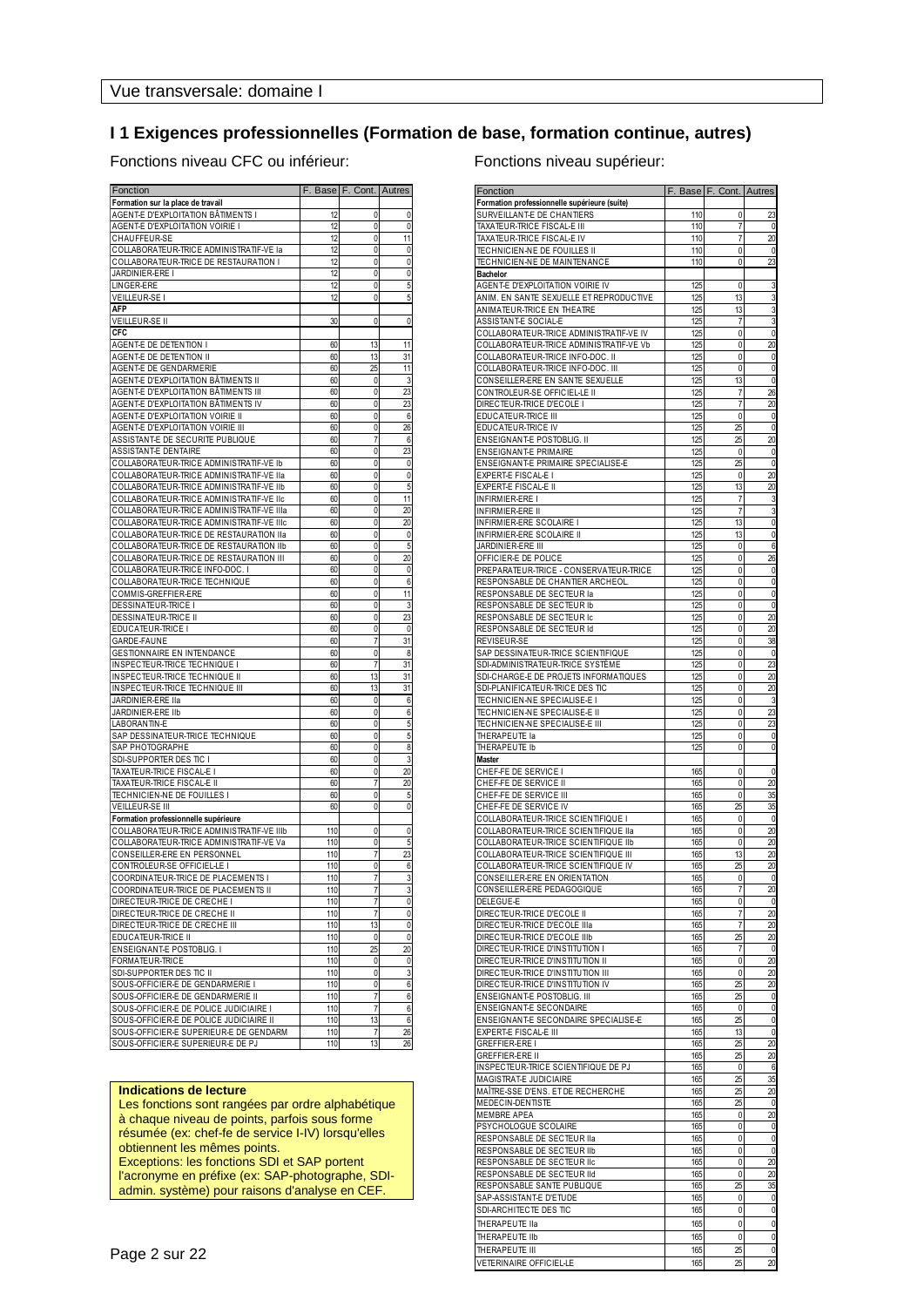Vue transversale: domaine I

## I 1 Exigences professionnelles (Formation de base, formation continue, autres)

### Fonctions niveau CFC ou inférieur:

| Fonction | F. Base | F. Cont. | Autres |
|---|---|---|---|
| **Formation sur la place de travail** | | | |
| AGENT-E D'EXPLOITATION BÂTIMENTS I | 12 | 0 | 0 |
| AGENT-E D'EXPLOITATION VOIRIE I | 12 | 0 | 0 |
| CHAUFFEUR-SE | 12 | 0 | 11 |
| COLLABORATEUR-TRICE ADMINISTRATIF-VE Ia | 12 | 0 | 0 |
| COLLABORATEUR-TRICE DE RESTAURATION I | 12 | 0 | 0 |
| JARDINIER-ERE I | 12 | 0 | 0 |
| LINGER-ERE | 12 | 0 | 5 |
| VEILLEUR-SE I | 12 | 0 | 5 |
| **AFP** | | | |
| VEILLEUR-SE II | 30 | 0 | 0 |
| **CFC** | | | |
| AGENT-E DE DETENTION I | 60 | 13 | 11 |
| AGENT-E DE DETENTION II | 60 | 13 | 31 |
| AGENT-E DE GENDARMERIE | 60 | 25 | 11 |
| AGENT-E D'EXPLOITATION BÂTIMENTS II | 60 | 0 | 3 |
| AGENT-E D'EXPLOITATION BÂTIMENTS III | 60 | 0 | 23 |
| AGENT-E D'EXPLOITATION BÂTIMENTS IV | 60 | 0 | 23 |
| AGENT-E D'EXPLOITATION VOIRIE II | 60 | 0 | 6 |
| AGENT-E D'EXPLOITATION VOIRIE III | 60 | 0 | 26 |
| ASSISTANT-E DE SECURITE PUBLIQUE | 60 | 7 | 6 |
| ASSISTANT-E DENTAIRE | 60 | 0 | 23 |
| COLLABORATEUR-TRICE ADMINISTRATIF-VE Ib | 60 | 0 | 0 |
| COLLABORATEUR-TRICE ADMINISTRATIF-VE IIa | 60 | 0 | 0 |
| COLLABORATEUR-TRICE ADMINISTRATIF-VE IIb | 60 | 0 | 5 |
| COLLABORATEUR-TRICE ADMINISTRATIF-VE IIc | 60 | 0 | 11 |
| COLLABORATEUR-TRICE ADMINISTRATIF-VE IIIa | 60 | 0 | 20 |
| COLLABORATEUR-TRICE ADMINISTRATIF-VE IIIc | 60 | 0 | 20 |
| COLLABORATEUR-TRICE DE RESTAURATION IIa | 60 | 0 | 0 |
| COLLABORATEUR-TRICE DE RESTAURATION IIb | 60 | 0 | 5 |
| COLLABORATEUR-TRICE DE RESTAURATION III | 60 | 0 | 20 |
| COLLABORATEUR-TRICE INFO-DOC. I | 60 | 0 | 0 |
| COLLABORATEUR-TRICE TECHNIQUE | 60 | 0 | 6 |
| COMMIS-GREFFIER-ERE | 60 | 0 | 11 |
| DESSINATEUR-TRICE I | 60 | 0 | 3 |
| DESSINATEUR-TRICE II | 60 | 0 | 23 |
| EDUCATEUR-TRICE I | 60 | 0 | 0 |
| GARDE-FAUNE | 60 | 7 | 31 |
| GESTIONNAIRE EN INTENDANCE | 60 | 0 | 8 |
| INSPECTEUR-TRICE TECHNIQUE I | 60 | 7 | 31 |
| INSPECTEUR-TRICE TECHNIQUE II | 60 | 13 | 31 |
| INSPECTEUR-TRICE TECHNIQUE III | 60 | 13 | 31 |
| JARDINIER-ERE IIa | 60 | 0 | 6 |
| JARDINIER-ERE IIb | 60 | 0 | 6 |
| LABORANTIN-E | 60 | 0 | 5 |
| SAP DESSINATEUR-TRICE TECHNIQUE | 60 | 0 | 5 |
| SAP PHOTOGRAPHE | 60 | 0 | 8 |
| SDI-SUPPORTER DES TIC I | 60 | 0 | 3 |
| TAXATEUR-TRICE FISCAL-E I | 60 | 0 | 20 |
| TAXATEUR-TRICE FISCAL-E II | 60 | 7 | 20 |
| TECHNICIEN-NE DE FOUILLES I | 60 | 0 | 5 |
| VEILLEUR-SE III | 60 | 0 | 0 |
| **Formation professionnelle supérieure** | | | |
| COLLABORATEUR-TRICE ADMINISTRATIF-VE IIIb | 110 | 0 | 0 |
| COLLABORATEUR-TRICE ADMINISTRATIF-VE Va | 110 | 0 | 5 |
| CONSEILLER-ERE EN PERSONNEL | 110 | 7 | 23 |
| CONTROLEUR-SE OFFICIEL-LE I | 110 | 0 | 6 |
| COORDINATEUR-TRICE DE PLACEMENTS I | 110 | 7 | 3 |
| COORDINATEUR-TRICE DE PLACEMENTS II | 110 | 7 | 3 |
| DIRECTEUR-TRICE DE CRECHE I | 110 | 7 | 0 |
| DIRECTEUR-TRICE DE CRECHE II | 110 | 7 | 0 |
| DIRECTEUR-TRICE DE CRECHE III | 110 | 13 | 0 |
| EDUCATEUR-TRICE II | 110 | 0 | 0 |
| ENSEIGNANT-E POSTOBLIG. I | 110 | 25 | 20 |
| FORMATEUR-TRICE | 110 | 0 | 0 |
| SDI-SUPPORTER DES TIC II | 110 | 0 | 3 |
| SOUS-OFFICIER-E DE GENDARMERIE I | 110 | 0 | 6 |
| SOUS-OFFICIER-E DE GENDARMERIE II | 110 | 7 | 6 |
| SOUS-OFFICIER-E DE POLICE JUDICIAIRE I | 110 | 7 | 6 |
| SOUS-OFFICIER-E DE POLICE JUDICIAIRE II | 110 | 13 | 6 |
| SOUS-OFFICIER-E SUPERIEUR-E DE GENDARM | 110 | 7 | 26 |
| SOUS-OFFICIER-E SUPERIEUR-E DE PJ | 110 | 13 | 26 |

**Indications de lecture**

Les fonctions sont rangées par ordre alphabétique à chaque niveau de points, parfois sous forme résumée (ex: chef-fe de service I-IV) lorsqu'elles obtiennent les mêmes points.
Exceptions: les fonctions SDI et SAP portent l'acronyme en préfixe (ex: SAP-photographe, SDI-admin. système) pour raisons d'analyse en CEF.

### Fonctions niveau supérieur:

| Fonction | F. Base | F. Cont. | Autres |
|---|---|---|---|
| **Formation professionnelle supérieure (suite)** | | | |
| SURVEILLANT-E DE CHANTIERS | 110 | 0 | 23 |
| TAXATEUR-TRICE FISCAL-E III | 110 | 7 | 0 |
| TAXATEUR-TRICE FISCAL-E IV | 110 | 7 | 20 |
| TECHNICIEN-NE DE FOUILLES II | 110 | 0 | 0 |
| TECHNICIEN-NE DE MAINTENANCE | 110 | 0 | 23 |
| **Bachelor** | | | |
| AGENT-E D'EXPLOITATION VOIRIE IV | 125 | 0 | 3 |
| ANIM. EN SANTE SEXUELLE ET REPRODUCTIVE | 125 | 13 | 3 |
| ANIMATEUR-TRICE EN THEATRE | 125 | 13 | 3 |
| ASSISTANT-E SOCIAL-E | 125 | 7 | 3 |
| COLLABORATEUR-TRICE ADMINISTRATIF-VE IV | 125 | 0 | 0 |
| COLLABORATEUR-TRICE ADMINISTRATIF-VE Vb | 125 | 0 | 20 |
| COLLABORATEUR-TRICE INFO-DOC. II | 125 | 0 | 0 |
| COLLABORATEUR-TRICE INFO-DOC. III | 125 | 0 | 0 |
| CONSEILLER-ERE EN SANTE SEXUELLE | 125 | 13 | 0 |
| CONTROLEUR-SE OFFICIEL-LE II | 125 | 7 | 26 |
| DIRECTEUR-TRICE D'ECOLE I | 125 | 7 | 20 |
| EDUCATEUR-TRICE III | 125 | 0 | 0 |
| EDUCATEUR-TRICE IV | 125 | 25 | 0 |
| ENSEIGNANT-E POSTOBLIG. II | 125 | 25 | 20 |
| ENSEIGNANT-E PRIMAIRE | 125 | 0 | 0 |
| ENSEIGNANT-E PRIMAIRE SPECIALISE-E | 125 | 25 | 0 |
| EXPERT-E FISCAL-E I | 125 | 0 | 20 |
| EXPERT-E FISCAL-E II | 125 | 13 | 20 |
| INFIRMIER-ERE I | 125 | 7 | 3 |
| INFIRMIER-ERE II | 125 | 7 | 3 |
| INFIRMIER-ERE SCOLAIRE I | 125 | 13 | 0 |
| INFIRMIER-ERE SCOLAIRE II | 125 | 13 | 0 |
| JARDINIER-ERE III | 125 | 0 | 6 |
| OFFICIER-E DE POLICE | 125 | 0 | 26 |
| PREPARATEUR-TRICE - CONSERVATEUR-TRICE | 125 | 0 | 0 |
| RESPONSABLE DE CHANTIER ARCHEOL. | 125 | 0 | 0 |
| RESPONSABLE DE SECTEUR Ia | 125 | 0 | 0 |
| RESPONSABLE DE SECTEUR Ib | 125 | 0 | 0 |
| RESPONSABLE DE SECTEUR Ic | 125 | 0 | 20 |
| RESPONSABLE DE SECTEUR Id | 125 | 0 | 20 |
| REVISEUR-SE | 125 | 0 | 38 |
| SAP DESSINATEUR-TRICE SCIENTIFIQUE | 125 | 0 | 0 |
| SDI-ADMINISTRATEUR-TRICE SYSTÈME | 125 | 0 | 23 |
| SDI-CHARGE-E DE PROJETS INFORMATIQUES | 125 | 0 | 20 |
| SDI-PLANIFICATEUR-TRICE DES TIC | 125 | 0 | 20 |
| TECHNICIEN-NE SPECIALISE-E I | 125 | 0 | 3 |
| TECHNICIEN-NE SPECIALISE-E II | 125 | 0 | 23 |
| TECHNICIEN-NE SPECIALISE-E III | 125 | 0 | 23 |
| THERAPEUTE Ia | 125 | 0 | 0 |
| THERAPEUTE Ib | 125 | 0 | 0 |
| **Master** | | | |
| CHEF-FE DE SERVICE I | 165 | 0 | 0 |
| CHEF-FE DE SERVICE II | 165 | 0 | 20 |
| CHEF-FE DE SERVICE III | 165 | 0 | 35 |
| CHEF-FE DE SERVICE IV | 165 | 25 | 35 |
| COLLABORATEUR-TRICE SCIENTIFIQUE I | 165 | 0 | 0 |
| COLLABORATEUR-TRICE SCIENTIFIQUE IIa | 165 | 0 | 20 |
| COLLABORATEUR-TRICE SCIENTIFIQUE IIb | 165 | 0 | 20 |
| COLLABORATEUR-TRICE SCIENTIFIQUE III | 165 | 13 | 20 |
| COLLABORATEUR-TRICE SCIENTIFIQUE IV | 165 | 25 | 20 |
| CONSEILLER-ERE EN ORIENTATION | 165 | 0 | 0 |
| CONSEILLER-ERE PEDAGOGIQUE | 165 | 7 | 20 |
| DELEGUE-E | 165 | 0 | 0 |
| DIRECTEUR-TRICE D'ECOLE II | 165 | 7 | 20 |
| DIRECTEUR-TRICE D'ECOLE IIIa | 165 | 7 | 20 |
| DIRECTEUR-TRICE D'ECOLE IIIb | 165 | 25 | 20 |
| DIRECTEUR-TRICE D'INSTITUTION I | 165 | 7 | 0 |
| DIRECTEUR-TRICE D'INSTITUTION II | 165 | 0 | 20 |
| DIRECTEUR-TRICE D'INSTITUTION III | 165 | 0 | 20 |
| DIRECTEUR-TRICE D'INSTITUTION IV | 165 | 25 | 20 |
| ENSEIGNANT-E POSTOBLIG. III | 165 | 25 | 0 |
| ENSEIGNANT-E SECONDAIRE | 165 | 0 | 0 |
| ENSEIGNANT-E SECONDAIRE SPECIALISE-E | 165 | 25 | 0 |
| EXPERT-E FISCAL-E III | 165 | 13 | 0 |
| GREFFIER-ERE I | 165 | 25 | 20 |
| GREFFIER-ERE II | 165 | 25 | 20 |
| INSPECTEUR-TRICE SCIENTIFIQUE DE PJ | 165 | 0 | 6 |
| MAGISTRAT-E JUDICIAIRE | 165 | 25 | 35 |
| MAÎTRE-SSE D'ENS. ET DE RECHERCHE | 165 | 25 | 20 |
| MEDECIN-DENTISTE | 165 | 25 | 0 |
| MEMBRE APEA | 165 | 0 | 20 |
| PSYCHOLOGUE SCOLAIRE | 165 | 0 | 0 |
| RESPONSABLE DE SECTEUR IIa | 165 | 0 | 0 |
| RESPONSABLE DE SECTEUR IIb | 165 | 0 | 0 |
| RESPONSABLE DE SECTEUR IIc | 165 | 0 | 20 |
| RESPONSABLE DE SECTEUR IId | 165 | 0 | 20 |
| RESPONSABLE SANTE PUBLIQUE | 165 | 25 | 35 |
| SAP-ASSISTANT-E D'ETUDE | 165 | 0 | 0 |
| SDI-ARCHITECTE DES TIC | 165 | 0 | 0 |
| THERAPEUTE IIa | 165 | 0 | 0 |
| THERAPEUTE IIb | 165 | 0 | 0 |
| THERAPEUTE III | 165 | 25 | 0 |
| VETERINAIRE OFFICIEL-LE | 165 | 25 | 20 |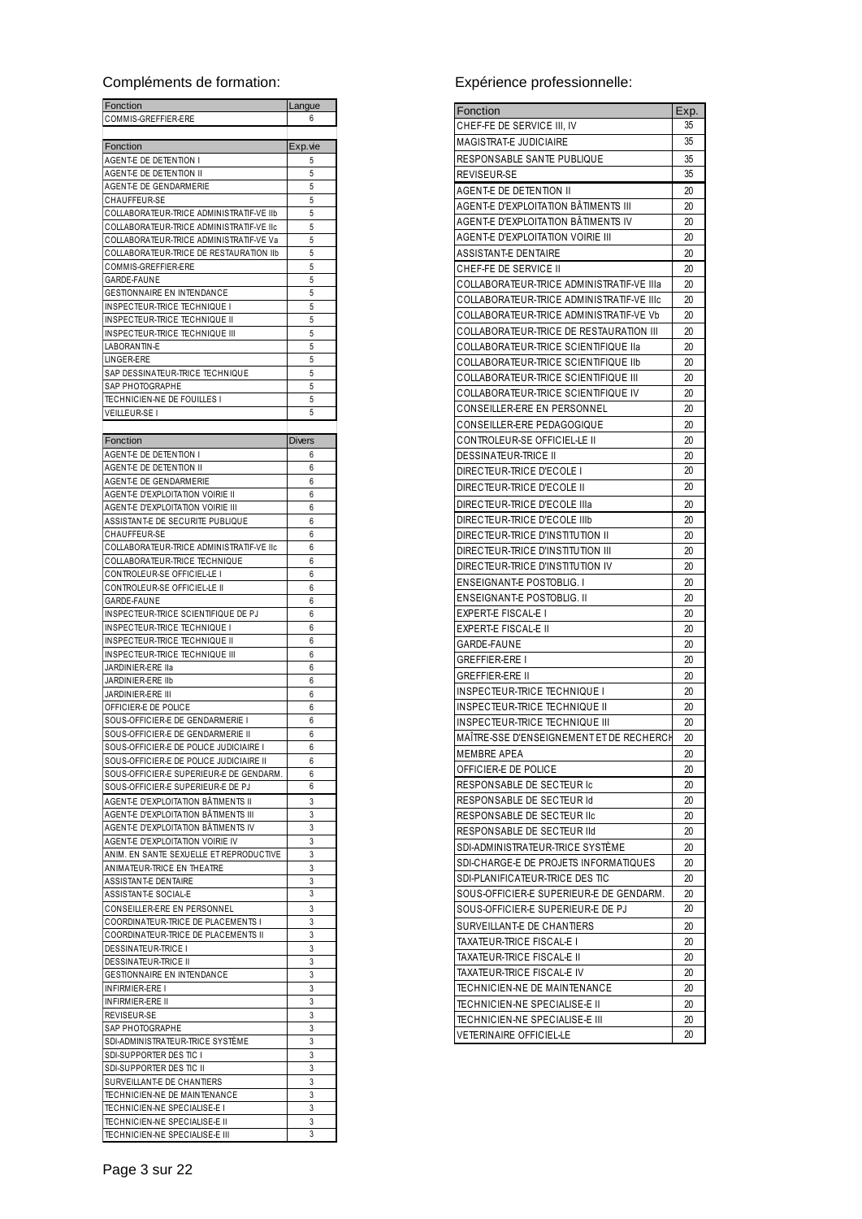## Compléments de formation:

| Fonction | Langue |
|---|---|
| COMMIS-GREFFIER-ERE | 6 |

| Fonction | Exp.vie |
|---|---|
| AGENT-E DE DETENTION I | 5 |
| AGENT-E DE DETENTION II | 5 |
| AGENT-E DE GENDARMERIE | 5 |
| CHAUFFEUR-SE | 5 |
| COLLABORATEUR-TRICE ADMINISTRATIF-VE IIb | 5 |
| COLLABORATEUR-TRICE ADMINISTRATIF-VE IIc | 5 |
| COLLABORATEUR-TRICE ADMINISTRATIF-VE Va | 5 |
| COLLABORATEUR-TRICE DE RESTAURATION IIb | 5 |
| COMMIS-GREFFIER-ERE | 5 |
| GARDE-FAUNE | 5 |
| GESTIONNAIRE EN INTENDANCE | 5 |
| INSPECTEUR-TRICE TECHNIQUE I | 5 |
| INSPECTEUR-TRICE TECHNIQUE II | 5 |
| INSPECTEUR-TRICE TECHNIQUE III | 5 |
| LABORANTIN-E | 5 |
| LINGER-ERE | 5 |
| SAP DESSINATEUR-TRICE TECHNIQUE | 5 |
| SAP PHOTOGRAPHE | 5 |
| TECHNICIEN-NE DE FOUILLES I | 5 |
| VEILLEUR-SE I | 5 |

| Fonction | Divers |
|---|---|
| AGENT-E DE DETENTION I | 6 |
| AGENT-E DE DETENTION II | 6 |
| AGENT-E DE GENDARMERIE | 6 |
| AGENT-E D'EXPLOITATION VOIRIE II | 6 |
| AGENT-E D'EXPLOITATION VOIRIE III | 6 |
| ASSISTANT-E DE SECURITE PUBLIQUE | 6 |
| CHAUFFEUR-SE | 6 |
| COLLABORATEUR-TRICE ADMINISTRATIF-VE IIc | 6 |
| COLLABORATEUR-TRICE TECHNIQUE | 6 |
| CONTROLEUR-SE OFFICIEL-LE I | 6 |
| CONTROLEUR-SE OFFICIEL-LE II | 6 |
| GARDE-FAUNE | 6 |
| INSPECTEUR-TRICE SCIENTIFIQUE DE PJ | 6 |
| INSPECTEUR-TRICE TECHNIQUE I | 6 |
| INSPECTEUR-TRICE TECHNIQUE II | 6 |
| INSPECTEUR-TRICE TECHNIQUE III | 6 |
| JARDINIER-ERE IIa | 6 |
| JARDINIER-ERE IIb | 6 |
| JARDINIER-ERE III | 6 |
| OFFICIER-E DE POLICE | 6 |
| SOUS-OFFICIER-E DE GENDARMERIE I | 6 |
| SOUS-OFFICIER-E DE GENDARMERIE II | 6 |
| SOUS-OFFICIER-E DE POLICE JUDICIAIRE I | 6 |
| SOUS-OFFICIER-E DE POLICE JUDICIAIRE II | 6 |
| SOUS-OFFICIER-E SUPERIEUR-E DE GENDARM. | 6 |
| SOUS-OFFICIER-E SUPERIEUR-E DE PJ | 6 |
| AGENT-E D'EXPLOITATION BÂTIMENTS II | 3 |
| AGENT-E D'EXPLOITATION BÂTIMENTS III | 3 |
| AGENT-E D'EXPLOITATION BÂTIMENTS IV | 3 |
| AGENT-E D'EXPLOITATION VOIRIE IV | 3 |
| ANIM. EN SANTE SEXUELLE ET REPRODUCTIVE | 3 |
| ANIMATEUR-TRICE EN THEATRE | 3 |
| ASSISTANT-E DENTAIRE | 3 |
| ASSISTANT-E SOCIAL-E | 3 |
| CONSEILLER-ERE EN PERSONNEL | 3 |
| COORDINATEUR-TRICE DE PLACEMENTS I | 3 |
| COORDINATEUR-TRICE DE PLACEMENTS II | 3 |
| DESSINATEUR-TRICE I | 3 |
| DESSINATEUR-TRICE II | 3 |
| GESTIONNAIRE EN INTENDANCE | 3 |
| INFIRMIER-ERE I | 3 |
| INFIRMIER-ERE II | 3 |
| REVISEUR-SE | 3 |
| SAP PHOTOGRAPHE | 3 |
| SDI-ADMINISTRATEUR-TRICE SYSTÈME | 3 |
| SDI-SUPPORTER DES TIC I | 3 |
| SDI-SUPPORTER DES TIC II | 3 |
| SURVEILLANT-E DE CHANTIERS | 3 |
| TECHNICIEN-NE DE MAINTENANCE | 3 |
| TECHNICIEN-NE SPECIALISE-E I | 3 |
| TECHNICIEN-NE SPECIALISE-E II | 3 |
| TECHNICIEN-NE SPECIALISE-E III | 3 |

## Expérience professionnelle:

| Fonction | Exp. |
|---|---|
| CHEF-FE DE SERVICE III, IV | 35 |
| MAGISTRAT-E JUDICIAIRE | 35 |
| RESPONSABLE SANTE PUBLIQUE | 35 |
| REVISEUR-SE | 35 |
| AGENT-E DE DETENTION II | 20 |
| AGENT-E D'EXPLOITATION BÂTIMENTS III | 20 |
| AGENT-E D'EXPLOITATION BÂTIMENTS IV | 20 |
| AGENT-E D'EXPLOITATION VOIRIE III | 20 |
| ASSISTANT-E DENTAIRE | 20 |
| CHEF-FE DE SERVICE II | 20 |
| COLLABORATEUR-TRICE ADMINISTRATIF-VE IIIa | 20 |
| COLLABORATEUR-TRICE ADMINISTRATIF-VE IIIc | 20 |
| COLLABORATEUR-TRICE ADMINISTRATIF-VE Vb | 20 |
| COLLABORATEUR-TRICE DE RESTAURATION III | 20 |
| COLLABORATEUR-TRICE SCIENTIFIQUE IIa | 20 |
| COLLABORATEUR-TRICE SCIENTIFIQUE IIb | 20 |
| COLLABORATEUR-TRICE SCIENTIFIQUE III | 20 |
| COLLABORATEUR-TRICE SCIENTIFIQUE IV | 20 |
| CONSEILLER-ERE EN PERSONNEL | 20 |
| CONSEILLER-ERE PEDAGOGIQUE | 20 |
| CONTROLEUR-SE OFFICIEL-LE II | 20 |
| DESSINATEUR-TRICE II | 20 |
| DIRECTEUR-TRICE D'ECOLE I | 20 |
| DIRECTEUR-TRICE D'ECOLE II | 20 |
| DIRECTEUR-TRICE D'ECOLE IIIa | 20 |
| DIRECTEUR-TRICE D'ECOLE IIIb | 20 |
| DIRECTEUR-TRICE D'INSTITUTION II | 20 |
| DIRECTEUR-TRICE D'INSTITUTION III | 20 |
| DIRECTEUR-TRICE D'INSTITUTION IV | 20 |
| ENSEIGNANT-E POSTOBLIG. I | 20 |
| ENSEIGNANT-E POSTOBLIG. II | 20 |
| EXPERT-E FISCAL-E I | 20 |
| EXPERT-E FISCAL-E II | 20 |
| GARDE-FAUNE | 20 |
| GREFFIER-ERE I | 20 |
| GREFFIER-ERE II | 20 |
| INSPECTEUR-TRICE TECHNIQUE I | 20 |
| INSPECTEUR-TRICE TECHNIQUE II | 20 |
| INSPECTEUR-TRICE TECHNIQUE III | 20 |
| MAÎTRE-SSE D'ENSEIGNEMENT ET DE RECHERCH | 20 |
| MEMBRE APEA | 20 |
| OFFICIER-E DE POLICE | 20 |
| RESPONSABLE DE SECTEUR Ic | 20 |
| RESPONSABLE DE SECTEUR Id | 20 |
| RESPONSABLE DE SECTEUR IIc | 20 |
| RESPONSABLE DE SECTEUR IId | 20 |
| SDI-ADMINISTRATEUR-TRICE SYSTÈME | 20 |
| SDI-CHARGE-E DE PROJETS INFORMATIQUES | 20 |
| SDI-PLANIFICATEUR-TRICE DES TIC | 20 |
| SOUS-OFFICIER-E SUPERIEUR-E DE GENDARM. | 20 |
| SOUS-OFFICIER-E SUPERIEUR-E DE PJ | 20 |
| SURVEILLANT-E DE CHANTIERS | 20 |
| TAXATEUR-TRICE FISCAL-E I | 20 |
| TAXATEUR-TRICE FISCAL-E II | 20 |
| TAXATEUR-TRICE FISCAL-E IV | 20 |
| TECHNICIEN-NE DE MAINTENANCE | 20 |
| TECHNICIEN-NE SPECIALISE-E II | 20 |
| TECHNICIEN-NE SPECIALISE-E III | 20 |
| VETERINAIRE OFFICIEL-LE | 20 |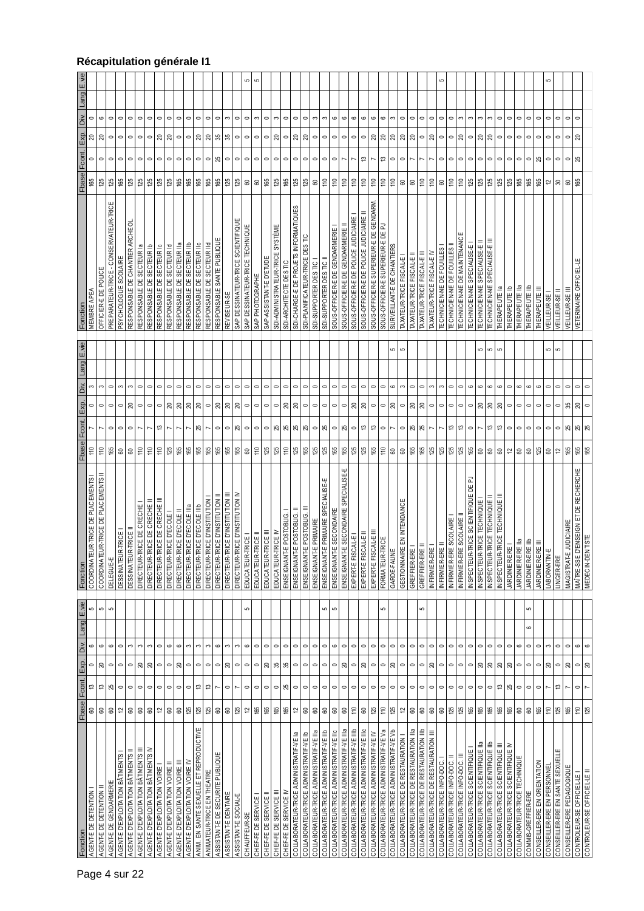## Récapitulation générale I1

| Fonction | Fbase | Fcont. | Exp. | Div. | Lang | E.vie |
|---|---|---|---|---|---|---|
| AGENT-E DE DETENTION I | 60 | 13 | 0 | 6 | | 5 |
| AGENT-E DE DETENTION II | 60 | 13 | 20 | 6 | | 5 |
| AGENT-E DE GENDARMERIE | 60 | 25 | 0 | 6 | | 5 |
| AGENT-E D'EXPLOITATION BÂTIMENTS I | 12 | 0 | 0 | 0 | | |
| AGENT-E D'EXPLOITATION BÂTIMENTS II | 60 | 0 | 0 | 3 | | |
| AGENT-E D'EXPLOITATION BÂTIMENTS III | 60 | 0 | 20 | 3 | | |
| AGENT-E D'EXPLOITATION BÂTIMENTS IV | 60 | 0 | 20 | 3 | | |
| AGENT-E D'EXPLOITATION VOIRIE I | 12 | 0 | 0 | 0 | | |
| AGENT-E D'EXPLOITATION VOIRIE II | 60 | 0 | 0 | 6 | | |
| AGENT-E D'EXPLOITATION VOIRIE III | 60 | 0 | 20 | 6 | | |
| AGENT-E D'EXPLOITATION VOIRIE IV | 125 | 0 | 0 | 3 | | |
| ANIM. EN SANTE SEXUELLE ET REPRODUCTIVE | 125 | 13 | 0 | 3 | | |
| ANIMATEUR-TRICE EN THEATRE | 125 | 13 | 0 | 3 | | |
| ASSISTANT-E DE SECURITE PUBLIQUE | 60 | 7 | 0 | 6 | | |
| ASSISTANT-E DENTAIRE | 60 | 0 | 20 | 3 | | |
| ASSISTANT-E SOCIAL-E | 125 | 7 | 0 | 3 | | |
| CHAUFFEUR-SE | 12 | 0 | 0 | 6 | | 5 |
| CHEF-FE DE SERVICE I | 165 | 0 | 0 | 0 | | |
| CHEF-FE DE SERVICE II | 165 | 0 | 20 | 0 | | |
| CHEF-FE DE SERVICE III | 165 | 0 | 35 | 0 | | |
| CHEF-FE DE SERVICE IV | 165 | 25 | 35 | 0 | | |
| COLLABORATEUR-TRICE ADMINISTRATIF-VE Ia | 12 | 0 | 0 | 0 | | |
| COLLABORATEUR-TRICE ADMINISTRATIF-VE Ib | 60 | 0 | 0 | 0 | | |
| COLLABORATEUR-TRICE ADMINISTRATIF-VE IIa | 60 | 0 | 0 | 0 | | |
| COLLABORATEUR-TRICE ADMINISTRATIF-VE IIb | 60 | 0 | 0 | 0 | | 5 |
| COLLABORATEUR-TRICE ADMINISTRATIF-VE IIc | 60 | 0 | 0 | 6 | | 5 |
| COLLABORATEUR-TRICE ADMINISTRATIF-VE IIIa | 60 | 0 | 20 | 0 | | |
| COLLABORATEUR-TRICE ADMINISTRATIF-VE IIIb | 110 | 0 | 0 | 0 | | |
| COLLABORATEUR-TRICE ADMINISTRATIF-VE IIIc | 60 | 0 | 20 | 0 | | |
| COLLABORATEUR-TRICE ADMINISTRATIF-VE IV | 125 | 0 | 0 | 0 | | |
| COLLABORATEUR-TRICE ADMINISTRATIF-VE Va | 110 | 0 | 0 | 0 | | 5 |
| COLLABORATEUR-TRICE ADMINISTRATIF-VE Vb | 125 | 0 | 20 | 0 | | |
| COLLABORATEUR-TRICE DE RESTAURATION I | 12 | 0 | 0 | 0 | | |
| COLLABORATEUR-TRICE DE RESTAURATION IIa | 60 | 0 | 0 | 0 | | |
| COLLABORATEUR-TRICE DE RESTAURATION IIb | 60 | 0 | 0 | 0 | | 5 |
| COLLABORATEUR-TRICE DE RESTAURATION III | 60 | 0 | 20 | 0 | | |
| COLLABORATEUR-TRICE INFO-DOC. I | 60 | 0 | 0 | 0 | | |
| COLLABORATEUR-TRICE INFO-DOC. II | 125 | 0 | 0 | 0 | | |
| COLLABORATEUR-TRICE INFO-DOC. III | 125 | 0 | 0 | 0 | | |
| COLLABORATEUR-TRICE SCIENTIFIQUE I | 165 | 0 | 0 | 0 | | |
| COLLABORATEUR-TRICE SCIENTIFIQUE IIa | 165 | 0 | 20 | 0 | | |
| COLLABORATEUR-TRICE SCIENTIFIQUE IIb | 165 | 0 | 20 | 0 | | |
| COLLABORATEUR-TRICE SCIENTIFIQUE III | 165 | 13 | 20 | 0 | | |
| COLLABORATEUR-TRICE SCIENTIFIQUE IV | 165 | 25 | 20 | 0 | | |
| COLLABORATEUR-TRICE TECHNIQUE | 60 | 0 | 0 | 6 | | |
| COMMIS-GREFFIER-ERE | 60 | 0 | 0 | 0 | 6 | 5 |
| CONSEILLER-ERE EN ORIENTATION | 165 | 0 | 0 | 0 | | |
| CONSEILLER-ERE EN PERSONNEL | 110 | 7 | 20 | 3 | | |
| CONSEILLER-ERE EN SANTE SEXUELLE | 125 | 13 | 0 | 0 | | |
| CONSEILLER-ERE PEDAGOGIQUE | 165 | 7 | 20 | 0 | | |
| CONTROLEUR-SE OFFICIEL-LE I | 110 | 7 | 0 | 6 | | |
| CONTROLEUR-SE OFFICIEL-LE II | 125 | 7 | 20 | 6 | | |
| COORDINATEUR-TRICE DE PLACEMENTS I | 110 | 7 | 0 | 3 | | |
| COORDINATEUR-TRICE DE PLACEMENTS II | 110 | 7 | 0 | 3 | | |
| DELEGUE-E | 165 | 0 | 0 | 0 | | |
| DESSINATEUR-TRICE I | 60 | 0 | 0 | 3 | | |
| DESSINATEUR-TRICE II | 60 | 0 | 20 | 3 | | |
| DIRECTEUR-TRICE DE CRECHE I | 110 | 7 | 0 | 0 | | |
| DIRECTEUR-TRICE DE CRECHE II | 110 | 7 | 0 | 0 | | |
| DIRECTEUR-TRICE DE CRECHE III | 110 | 13 | 0 | 0 | | |
| DIRECTEUR-TRICE D'ECOLE I | 125 | 7 | 20 | 0 | | |
| DIRECTEUR-TRICE D'ECOLE II | 165 | 7 | 20 | 0 | | |
| DIRECTEUR-TRICE D'ECOLE IIIa | 165 | 7 | 20 | 0 | | |
| DIRECTEUR-TRICE D'ECOLE IIIb | 165 | 25 | 20 | 0 | | |
| DIRECTEUR-TRICE D'INSTITUTION I | 165 | 7 | 0 | 0 | | |
| DIRECTEUR-TRICE D'INSTITUTION II | 165 | 0 | 20 | 0 | | |
| DIRECTEUR-TRICE D'INSTITUTION III | 165 | 0 | 20 | 0 | | |
| DIRECTEUR-TRICE D'INSTITUTION IV | 165 | 25 | 20 | 0 | | |
| EDUCATEUR-TRICE I | 60 | 0 | 0 | 0 | | |
| EDUCATEUR-TRICE II | 110 | 0 | 0 | 0 | | |
| EDUCATEUR-TRICE III | 125 | 0 | 0 | 0 | | |
| EDUCATEUR-TRICE IV | 125 | 25 | 20 | 0 | | |
| ENSEIGNANT-E POSTOBLIG. I | 110 | 25 | 20 | 0 | | |
| ENSEIGNANT-E POSTOBLIG. II | 125 | 25 | 20 | 0 | | |
| ENSEIGNANT-E POSTOBLIG. III | 165 | 25 | 20 | 0 | | |
| ENSEIGNANT-E PRIMAIRE | 125 | 0 | 0 | 0 | | |
| ENSEIGNANT-E PRIMAIRE SPECIALISE-E | 125 | 25 | 0 | 0 | | |
| ENSEIGNANT-E SECONDAIRE | 165 | 0 | 0 | 0 | | |
| ENSEIGNANT-E SECONDAIRE SPECIALISE-E | 165 | 25 | 0 | 0 | | |
| EXPERT-E FISCAL-E I | 125 | 0 | 20 | 0 | | |
| EXPERT-E FISCAL-E II | 125 | 13 | 20 | 0 | | |
| EXPERT-E FISCAL-E III | 165 | 13 | 0 | 0 | | |
| FORMATEUR-TRICE | 110 | 0 | 0 | 0 | | |
| GARDE-FAUNE | 60 | 7 | 20 | 6 | | 5 |
| GESTIONNAIRE EN INTENDANCE | 60 | 0 | 0 | 3 | | 5 |
| GREFFIER-ERE I | 165 | 25 | 20 | 0 | | |
| GREFFIER-ERE II | 165 | 25 | 20 | 0 | | |
| INFIRMIER-ERE I | 125 | 7 | 0 | 3 | | |
| INFIRMIER-ERE II | 125 | 7 | 0 | 3 | | |
| INFIRMIER-ERE III | 125 | 13 | 0 | 0 | | |
| INFIRMIER-ERE SCOLAIRE I | 125 | 13 | 0 | 0 | | |
| INFIRMIER-ERE SCOLAIRE II | 125 | 13 | 0 | 0 | | |
| INSPECTEUR-TRICE SCIENTIFIQUE DE PJ | 165 | 0 | 0 | 6 | | |
| INSPECTEUR-TRICE TECHNIQUE I | 60 | 7 | 20 | 6 | | 5 |
| INSPECTEUR-TRICE TECHNIQUE II | 60 | 13 | 20 | 6 | | 5 |
| INSPECTEUR-TRICE TECHNIQUE III | 60 | 13 | 20 | 6 | | 5 |
| JARDINIER-ERE I | 12 | 0 | 0 | 0 | | |
| JARDINIER-ERE IIa | 60 | 0 | 0 | 6 | | |
| JARDINIER-ERE IIb | 60 | 0 | 0 | 6 | | |
| JARDINIER-ERE III | 125 | 0 | 0 | 6 | | |
| LABORANTIN-E | 60 | 0 | 0 | 0 | | 5 |
| LINGER-ERE | 12 | 0 | 0 | 0 | | 5 |
| MAGISTRAT-E JUDICIAIRE | 165 | 25 | 35 | 0 | | |
| MAÎTRE-SSE D'ENSEIGN. ET DE RECHERCHE | 165 | 25 | 20 | 0 | | |
| MEDECIN-DENTISTE | 165 | 25 | 0 | 0 | | |
| MEMBRE APEA | 165 | 0 | 20 | 0 | | |
| OFFICIER-E DE POLICE | 125 | 0 | 20 | 6 | | |
| PREPARATEUR-TRICE - CONSERVATEUR-TRICE | 125 | 0 | 0 | 0 | | |
| PSYCHOLOGUE SCOLAIRE | 165 | 0 | 0 | 0 | | |
| RESPONSABLE DE CHANTIER ARCHEOL. | 125 | 0 | 0 | 0 | | |
| RESPONSABLE DE SECTEUR Ia | 125 | 0 | 0 | 0 | | |
| RESPONSABLE DE SECTEUR Ib | 125 | 0 | 0 | 0 | | |
| RESPONSABLE DE SECTEUR Ic | 125 | 0 | 20 | 0 | | |
| RESPONSABLE DE SECTEUR Id | 125 | 0 | 20 | 0 | | |
| RESPONSABLE DE SECTEUR IIa | 165 | 0 | 0 | 0 | | |
| RESPONSABLE DE SECTEUR IIb | 165 | 0 | 0 | 0 | | |
| RESPONSABLE DE SECTEUR IIc | 165 | 0 | 20 | 0 | | |
| RESPONSABLE DE SECTEUR IId | 165 | 0 | 20 | 0 | | |
| RESPONSABLE SANTE PUBLIQUE | 165 | 25 | 35 | 0 | | |
| REVISEUR-SE | 125 | 0 | 35 | 3 | | |
| SAP DESSINATEUR-TRICE SCIENTIFIQUE | 125 | 0 | 0 | 0 | | |
| SAP DESSINATEUR-TRICE TECHNIQUE | 60 | 0 | 0 | 0 | | 5 |
| SAP PHOTOGRAPHE | 60 | 0 | 0 | 3 | | 5 |
| SAP-ASSISTANT-E D'ETUDE | 165 | 0 | 0 | 0 | | |
| SDI-ADMINISTRATEUR-TRICE SYSTEME | 125 | 0 | 20 | 3 | | |
| SDI-ARCHITECTE DES TIC | 165 | 0 | 0 | 0 | | |
| SDI-CHARGE-E DE PROJETS INFORMATIQUES | 125 | 0 | 20 | 0 | | |
| SDI-PLANIFICATEUR-TRICE DES TIC | 125 | 0 | 20 | 0 | | |
| SDI-SUPPORTER DES TIC I | 60 | 0 | 0 | 3 | | |
| SDI-SUPPORTER DES TIC II | 110 | 0 | 0 | 3 | | |
| SOUS-OFFICIER-E DE GENDARMERIE I | 110 | 0 | 0 | 6 | | |
| SOUS-OFFICIER-E DE GENDARMERIE II | 110 | 7 | 0 | 6 | | |
| SOUS-OFFICIER-E DE POLICE JUDICIAIRE I | 110 | 7 | 0 | 6 | | |
| SOUS-OFFICIER-E DE POLICE JUDICIAIRE II | 110 | 13 | 0 | 6 | | |
| SOUS-OFFICIER-E SUPERIEUR-E DE GENDARM. | 110 | 7 | 20 | 6 | | |
| SOUS-OFFICIER-E SUPERIEUR-E DE PJ | 110 | 13 | 20 | 6 | | |
| SURVEILLANT-E DE CHANTIERS | 110 | 0 | 20 | 3 | | |
| TAXATEUR-TRICE FISCAL-E I | 60 | 0 | 20 | 0 | | |
| TAXATEUR-TRICE FISCAL-E II | 60 | 7 | 20 | 0 | | |
| TAXATEUR-TRICE FISCAL-E III | 110 | 7 | 0 | 0 | | |
| TAXATEUR-TRICE FISCAL-E IV | 110 | 7 | 20 | 0 | | |
| TECHNICIEN-NE DE FOUILLES I | 60 | 0 | 0 | 0 | | 5 |
| TECHNICIEN-NE DE FOUILLES II | 110 | 0 | 0 | 0 | | |
| TECHNICIEN-NE DE MAINTENANCE | 110 | 0 | 20 | 3 | | |
| TECHNICIEN-NE SPECIALISE-E I | 125 | 0 | 0 | 3 | | |
| TECHNICIEN-NE SPECIALISE-E II | 125 | 0 | 20 | 3 | | |
| TECHNICIEN-NE SPECIALISE-E III | 125 | 0 | 20 | 3 | | |
| THERAPEUTE Ia | 125 | 0 | 0 | 0 | | |
| THERAPEUTE Ib | 125 | 0 | 0 | 0 | | |
| THERAPEUTE IIa | 165 | 0 | 0 | 0 | | |
| THERAPEUTE IIb | 165 | 0 | 0 | 0 | | |
| THERAPEUTE III | 165 | 25 | 0 | 0 | | |
| VEILLEUR-SE I | 12 | 0 | 0 | 0 | | 5 |
| VEILLEUR-SE II | 30 | 0 | 0 | 0 | | |
| VEILLEUR-SE III | 60 | 0 | 0 | 0 | | |
| VETERINAIRE OFFICIEL-LE | 165 | 25 | 20 | 0 | | |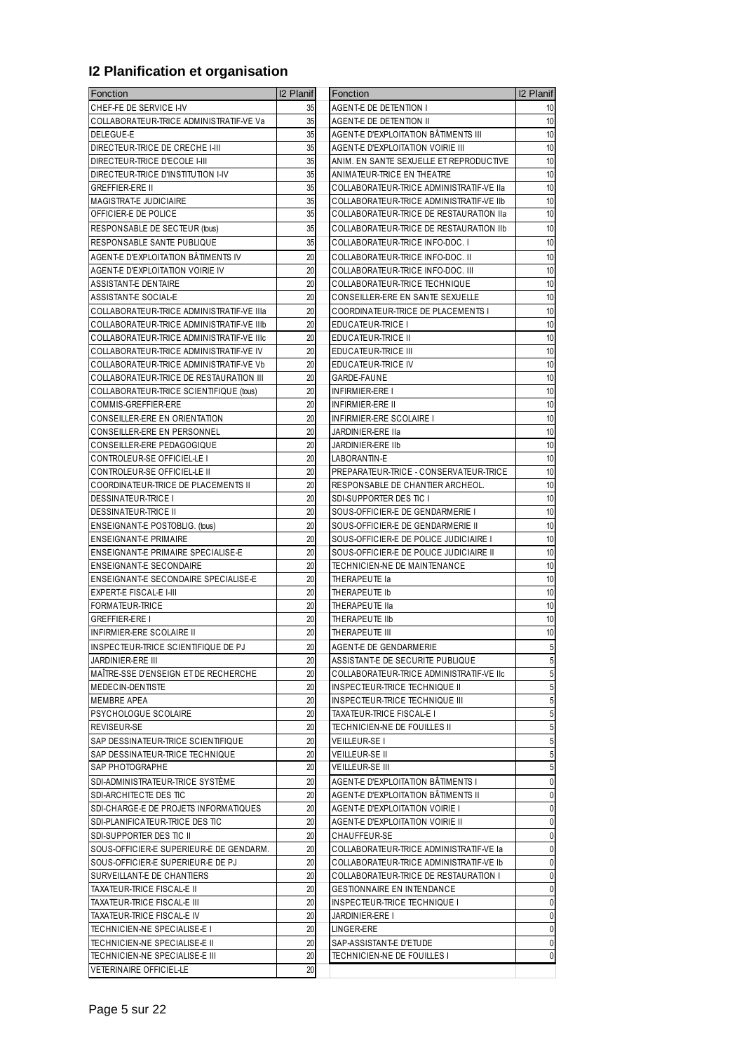## I2 Planification et organisation

| Fonction | I2 Planif | Fonction | I2 Planif |
|---|---|---|---|
| CHEF-FE DE SERVICE I-IV | 35 | AGENT-E DE DETENTION I | 10 |
| COLLABORATEUR-TRICE ADMINISTRATIF-VE Va | 35 | AGENT-E DE DETENTION II | 10 |
| DELEGUE-E | 35 | AGENT-E D'EXPLOITATION BÂTIMENTS III | 10 |
| DIRECTEUR-TRICE DE CRECHE I-III | 35 | AGENT-E D'EXPLOITATION VOIRIE III | 10 |
| DIRECTEUR-TRICE D'ECOLE I-III | 35 | ANIM. EN SANTE SEXUELLE ET REPRODUCTIVE | 10 |
| DIRECTEUR-TRICE D'INSTITUTION I-IV | 35 | ANIMATEUR-TRICE EN THEATRE | 10 |
| GREFFIER-ERE II | 35 | COLLABORATEUR-TRICE ADMINISTRATIF-VE IIa | 10 |
| MAGISTRAT-E JUDICIAIRE | 35 | COLLABORATEUR-TRICE ADMINISTRATIF-VE IIb | 10 |
| OFFICIER-E DE POLICE | 35 | COLLABORATEUR-TRICE DE RESTAURATION IIa | 10 |
| RESPONSABLE DE SECTEUR (tous) | 35 | COLLABORATEUR-TRICE DE RESTAURATION IIb | 10 |
| RESPONSABLE SANTE PUBLIQUE | 35 | COLLABORATEUR-TRICE INFO-DOC. I | 10 |
| AGENT-E D'EXPLOITATION BÂTIMENTS IV | 20 | COLLABORATEUR-TRICE INFO-DOC. II | 10 |
| AGENT-E D'EXPLOITATION VOIRIE IV | 20 | COLLABORATEUR-TRICE INFO-DOC. III | 10 |
| ASSISTANT-E DENTAIRE | 20 | COLLABORATEUR-TRICE TECHNIQUE | 10 |
| ASSISTANT-E SOCIAL-E | 20 | CONSEILLER-ERE EN SANTE SEXUELLE | 10 |
| COLLABORATEUR-TRICE ADMINISTRATIF-VE IIIa | 20 | COORDINATEUR-TRICE DE PLACEMENTS I | 10 |
| COLLABORATEUR-TRICE ADMINISTRATIF-VE IIIb | 20 | EDUCATEUR-TRICE I | 10 |
| COLLABORATEUR-TRICE ADMINISTRATIF-VE IIIc | 20 | EDUCATEUR-TRICE II | 10 |
| COLLABORATEUR-TRICE ADMINISTRATIF-VE IV | 20 | EDUCATEUR-TRICE III | 10 |
| COLLABORATEUR-TRICE ADMINISTRATIF-VE Vb | 20 | EDUCATEUR-TRICE IV | 10 |
| COLLABORATEUR-TRICE DE RESTAURATION III | 20 | GARDE-FAUNE | 10 |
| COLLABORATEUR-TRICE SCIENTIFIQUE (tous) | 20 | INFIRMIER-ERE I | 10 |
| COMMIS-GREFFIER-ERE | 20 | INFIRMIER-ERE II | 10 |
| CONSEILLER-ERE EN ORIENTATION | 20 | INFIRMIER-ERE SCOLAIRE I | 10 |
| CONSEILLER-ERE EN PERSONNEL | 20 | JARDINIER-ERE IIa | 10 |
| CONSEILLER-ERE PEDAGOGIQUE | 20 | JARDINIER-ERE IIb | 10 |
| CONTROLEUR-SE OFFICIEL-LE I | 20 | LABORANTIN-E | 10 |
| CONTROLEUR-SE OFFICIEL-LE II | 20 | PREPARATEUR-TRICE - CONSERVATEUR-TRICE | 10 |
| COORDINATEUR-TRICE DE PLACEMENTS II | 20 | RESPONSABLE DE CHANTIER ARCHEOL. | 10 |
| DESSINATEUR-TRICE I | 20 | SDI-SUPPORTER DES TIC I | 10 |
| DESSINATEUR-TRICE II | 20 | SOUS-OFFICIER-E DE GENDARMERIE I | 10 |
| ENSEIGNANT-E POSTOBLIG. (tous) | 20 | SOUS-OFFICIER-E DE GENDARMERIE II | 10 |
| ENSEIGNANT-E PRIMAIRE | 20 | SOUS-OFFICIER-E DE POLICE JUDICIAIRE I | 10 |
| ENSEIGNANT-E PRIMAIRE SPECIALISE-E | 20 | SOUS-OFFICIER-E DE POLICE JUDICIAIRE II | 10 |
| ENSEIGNANT-E SECONDAIRE | 20 | TECHNICIEN-NE DE MAINTENANCE | 10 |
| ENSEIGNANT-E SECONDAIRE SPECIALISE-E | 20 | THERAPEUTE Ia | 10 |
| EXPERT-E FISCAL-E I-III | 20 | THERAPEUTE Ib | 10 |
| FORMATEUR-TRICE | 20 | THERAPEUTE IIa | 10 |
| GREFFIER-ERE I | 20 | THERAPEUTE IIb | 10 |
| INFIRMIER-ERE SCOLAIRE II | 20 | THERAPEUTE III | 10 |
| INSPECTEUR-TRICE SCIENTIFIQUE DE PJ | 20 | AGENT-E DE GENDARMERIE | 5 |
| JARDINIER-ERE III | 20 | ASSISTANT-E DE SECURITE PUBLIQUE | 5 |
| MAÎTRE-SSE D'ENSEIGN ET DE RECHERCHE | 20 | COLLABORATEUR-TRICE ADMINISTRATIF-VE IIc | 5 |
| MEDECIN-DENTISTE | 20 | INSPECTEUR-TRICE TECHNIQUE II | 5 |
| MEMBRE APEA | 20 | INSPECTEUR-TRICE TECHNIQUE III | 5 |
| PSYCHOLOGUE SCOLAIRE | 20 | TAXATEUR-TRICE FISCAL-E I | 5 |
| REVISEUR-SE | 20 | TECHNICIEN-NE DE FOUILLES II | 5 |
| SAP DESSINATEUR-TRICE SCIENTIFIQUE | 20 | VEILLEUR-SE I | 5 |
| SAP DESSINATEUR-TRICE TECHNIQUE | 20 | VEILLEUR-SE II | 5 |
| SAP PHOTOGRAPHE | 20 | VEILLEUR-SE III | 5 |
| SDI-ADMINISTRATEUR-TRICE SYSTÈME | 20 | AGENT-E D'EXPLOITATION BÂTIMENTS I | 0 |
| SDI-ARCHITECTE DES TIC | 20 | AGENT-E D'EXPLOITATION BÂTIMENTS II | 0 |
| SDI-CHARGE-E DE PROJETS INFORMATIQUES | 20 | AGENT-E D'EXPLOITATION VOIRIE I | 0 |
| SDI-PLANIFICATEUR-TRICE DES TIC | 20 | AGENT-E D'EXPLOITATION VOIRIE II | 0 |
| SDI-SUPPORTER DES TIC II | 20 | CHAUFFEUR-SE | 0 |
| SOUS-OFFICIER-E SUPERIEUR-E DE GENDARM. | 20 | COLLABORATEUR-TRICE ADMINISTRATIF-VE Ia | 0 |
| SOUS-OFFICIER-E SUPERIEUR-E DE PJ | 20 | COLLABORATEUR-TRICE ADMINISTRATIF-VE Ib | 0 |
| SURVEILLANT-E DE CHANTIERS | 20 | COLLABORATEUR-TRICE DE RESTAURATION I | 0 |
| TAXATEUR-TRICE FISCAL-E II | 20 | GESTIONNAIRE EN INTENDANCE | 0 |
| TAXATEUR-TRICE FISCAL-E III | 20 | INSPECTEUR-TRICE TECHNIQUE I | 0 |
| TAXATEUR-TRICE FISCAL-E IV | 20 | JARDINIER-ERE I | 0 |
| TECHNICIEN-NE SPECIALISE-E I | 20 | LINGER-ERE | 0 |
| TECHNICIEN-NE SPECIALISE-E II | 20 | SAP-ASSISTANT-E D'ETUDE | 0 |
| TECHNICIEN-NE SPECIALISE-E III | 20 | TECHNICIEN-NE DE FOUILLES I | 0 |
| VETERINAIRE OFFICIEL-LE | 20 | | |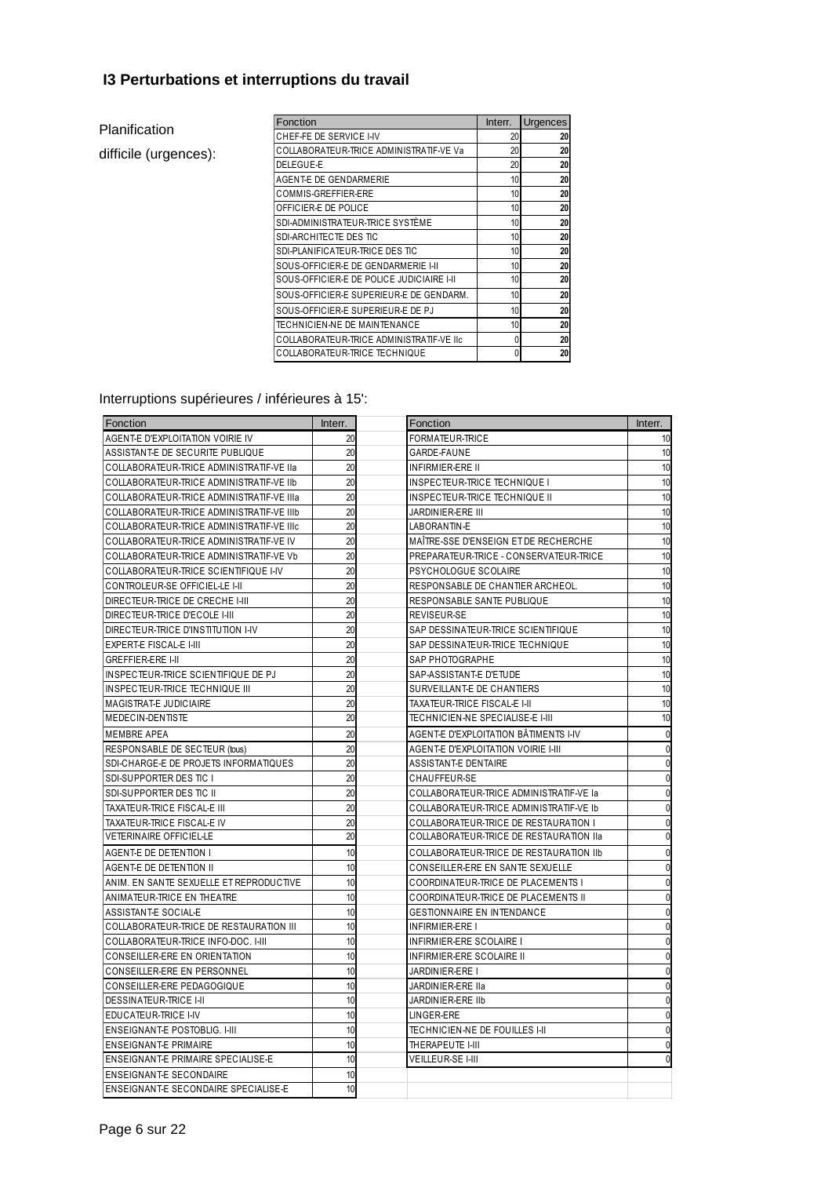### I3 Perturbations et interruptions du travail

Planification difficile (urgences):

| Fonction | Interr. | Urgences |
|---|---|---|
| CHEF-FE DE SERVICE I-IV | 20 | **20** |
| COLLABORATEUR-TRICE ADMINISTRATIF-VE Va | 20 | **20** |
| DELEGUE-E | 20 | **20** |
| AGENT-E DE GENDARMERIE | 10 | **20** |
| COMMIS-GREFFIER-ERE | 10 | **20** |
| OFFICIER-E DE POLICE | 10 | **20** |
| SDI-ADMINISTRATEUR-TRICE SYSTÈME | 10 | **20** |
| SDI-ARCHITECTE DES TIC | 10 | **20** |
| SDI-PLANIFICATEUR-TRICE DES TIC | 10 | **20** |
| SOUS-OFFICIER-E DE GENDARMERIE I-II | 10 | **20** |
| SOUS-OFFICIER-E DE POLICE JUDICIAIRE I-II | 10 | **20** |
| SOUS-OFFICIER-E SUPERIEUR-E DE GENDARM. | 10 | **20** |
| SOUS-OFFICIER-E SUPERIEUR-E DE PJ | 10 | **20** |
| TECHNICIEN-NE DE MAINTENANCE | 10 | **20** |
| COLLABORATEUR-TRICE ADMINISTRATIF-VE IIc | 0 | **20** |
| COLLABORATEUR-TRICE TECHNIQUE | 0 | **20** |

Interruptions supérieures / inférieures à 15':

| Fonction | Interr. |
|---|---|
| AGENT-E D'EXPLOITATION VOIRIE IV | 20 |
| ASSISTANT-E DE SECURITE PUBLIQUE | 20 |
| COLLABORATEUR-TRICE ADMINISTRATIF-VE IIa | 20 |
| COLLABORATEUR-TRICE ADMINISTRATIF-VE IIb | 20 |
| COLLABORATEUR-TRICE ADMINISTRATIF-VE IIIa | 20 |
| COLLABORATEUR-TRICE ADMINISTRATIF-VE IIIb | 20 |
| COLLABORATEUR-TRICE ADMINISTRATIF-VE IIIc | 20 |
| COLLABORATEUR-TRICE ADMINISTRATIF-VE IV | 20 |
| COLLABORATEUR-TRICE ADMINISTRATIF-VE Vb | 20 |
| COLLABORATEUR-TRICE SCIENTIFIQUE I-IV | 20 |
| CONTROLEUR-SE OFFICIEL-LE I-II | 20 |
| DIRECTEUR-TRICE DE CRECHE I-III | 20 |
| DIRECTEUR-TRICE D'ECOLE I-III | 20 |
| DIRECTEUR-TRICE D'INSTITUTION I-IV | 20 |
| EXPERT-E FISCAL-E I-III | 20 |
| GREFFIER-ERE I-II | 20 |
| INSPECTEUR-TRICE SCIENTIFIQUE DE PJ | 20 |
| INSPECTEUR-TRICE TECHNIQUE III | 20 |
| MAGISTRAT-E JUDICIAIRE | 20 |
| MEDECIN-DENTISTE | 20 |
| MEMBRE APEA | 20 |
| RESPONSABLE DE SECTEUR (tous) | 20 |
| SDI-CHARGE-E DE PROJETS INFORMATIQUES | 20 |
| SDI-SUPPORTER DES TIC I | 20 |
| SDI-SUPPORTER DES TIC II | 20 |
| TAXATEUR-TRICE FISCAL-E III | 20 |
| TAXATEUR-TRICE FISCAL-E IV | 20 |
| VETERINAIRE OFFICIEL-LE | 20 |
| AGENT-E DE DETENTION I | 10 |
| AGENT-E DE DETENTION II | 10 |
| ANIM. EN SANTE SEXUELLE ET REPRODUCTIVE | 10 |
| ANIMATEUR-TRICE EN THEATRE | 10 |
| ASSISTANT-E SOCIAL-E | 10 |
| COLLABORATEUR-TRICE DE RESTAURATION III | 10 |
| COLLABORATEUR-TRICE INFO-DOC. I-III | 10 |
| CONSEILLER-ERE EN ORIENTATION | 10 |
| CONSEILLER-ERE EN PERSONNEL | 10 |
| CONSEILLER-ERE PEDAGOGIQUE | 10 |
| DESSINATEUR-TRICE I-II | 10 |
| EDUCATEUR-TRICE I-IV | 10 |
| ENSEIGNANT-E POSTOBLIG. I-III | 10 |
| ENSEIGNANT-E PRIMAIRE | 10 |
| ENSEIGNANT-E PRIMAIRE SPECIALISE-E | 10 |
| ENSEIGNANT-E SECONDAIRE | 10 |
| ENSEIGNANT-E SECONDAIRE SPECIALISE-E | 10 |

| Fonction | Interr. |
|---|---|
| FORMATEUR-TRICE | 10 |
| GARDE-FAUNE | 10 |
| INFIRMIER-ERE II | 10 |
| INSPECTEUR-TRICE TECHNIQUE I | 10 |
| INSPECTEUR-TRICE TECHNIQUE II | 10 |
| JARDINIER-ERE III | 10 |
| LABORANTIN-E | 10 |
| MAÎTRE-SSE D'ENSEIGN ET DE RECHERCHE | 10 |
| PREPARATEUR-TRICE - CONSERVATEUR-TRICE | 10 |
| PSYCHOLOGUE SCOLAIRE | 10 |
| RESPONSABLE DE CHANTIER ARCHEOL. | 10 |
| RESPONSABLE SANTE PUBLIQUE | 10 |
| REVISEUR-SE | 10 |
| SAP DESSINATEUR-TRICE SCIENTIFIQUE | 10 |
| SAP DESSINATEUR-TRICE TECHNIQUE | 10 |
| SAP PHOTOGRAPHE | 10 |
| SAP-ASSISTANT-E D'ETUDE | 10 |
| SURVEILLANT-E DE CHANTIERS | 10 |
| TAXATEUR-TRICE FISCAL-E I-II | 10 |
| TECHNICIEN-NE SPECIALISE-E I-III | 10 |
| AGENT-E D'EXPLOITATION BÂTIMENTS I-IV | 0 |
| AGENT-E D'EXPLOITATION VOIRIE I-III | 0 |
| ASSISTANT-E DENTAIRE | 0 |
| CHAUFFEUR-SE | 0 |
| COLLABORATEUR-TRICE ADMINISTRATIF-VE Ia | 0 |
| COLLABORATEUR-TRICE ADMINISTRATIF-VE Ib | 0 |
| COLLABORATEUR-TRICE DE RESTAURATION I | 0 |
| COLLABORATEUR-TRICE DE RESTAURATION IIa | 0 |
| COLLABORATEUR-TRICE DE RESTAURATION IIb | 0 |
| CONSEILLER-ERE EN SANTE SEXUELLE | 0 |
| COORDINATEUR-TRICE DE PLACEMENTS I | 0 |
| COORDINATEUR-TRICE DE PLACEMENTS II | 0 |
| GESTIONNAIRE EN INTENDANCE | 0 |
| INFIRMIER-ERE I | 0 |
| INFIRMIER-ERE SCOLAIRE I | 0 |
| INFIRMIER-ERE SCOLAIRE II | 0 |
| JARDINIER-ERE I | 0 |
| JARDINIER-ERE IIa | 0 |
| JARDINIER-ERE IIb | 0 |
| LINGER-ERE | 0 |
| TECHNICIEN-NE DE FOUILLES I-II | 0 |
| THERAPEUTE I-III | 0 |
| VEILLEUR-SE I-III | 0 |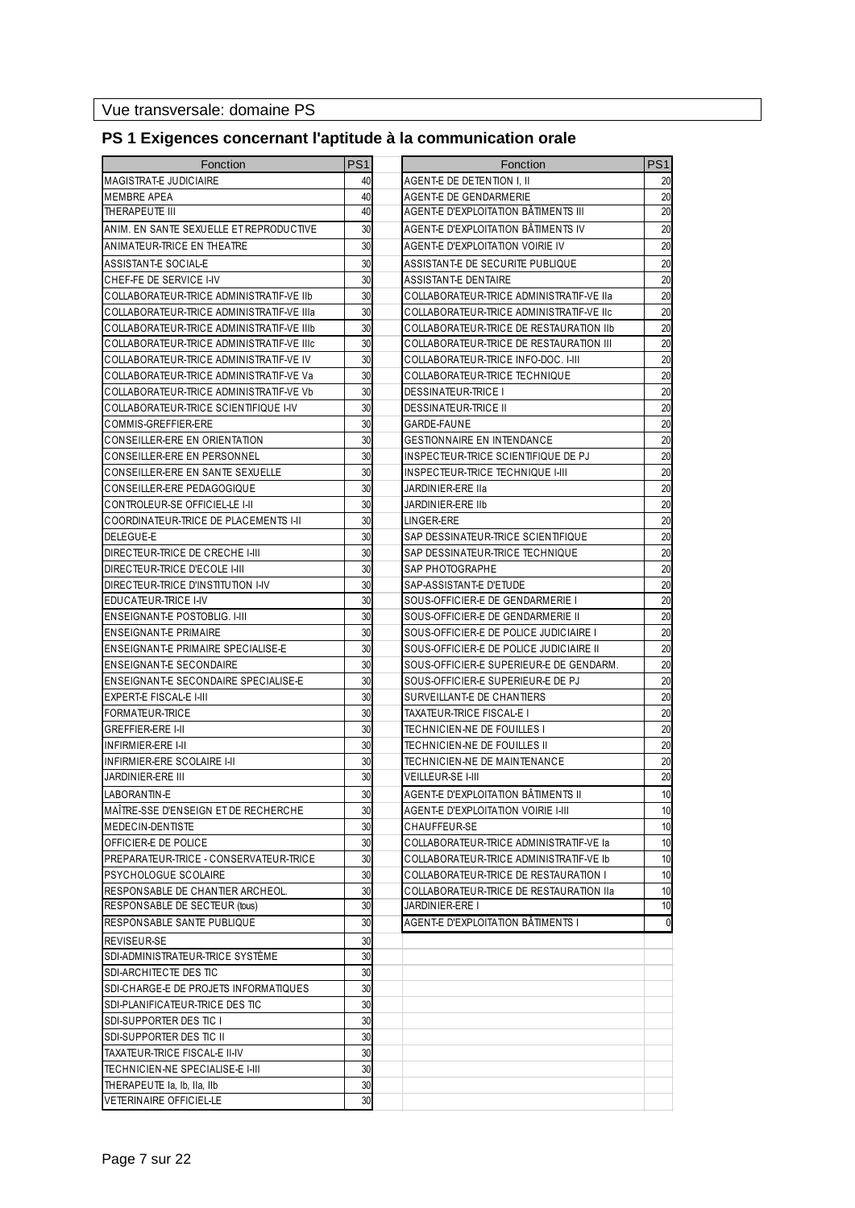Vue transversale: domaine PS

## PS 1 Exigences concernant l'aptitude à la communication orale

| Fonction | PS1 |
|---|---|
| MAGISTRAT-E JUDICIAIRE | 40 |
| MEMBRE APEA | 40 |
| THERAPEUTE III | 40 |
| ANIM. EN SANTE SEXUELLE ET REPRODUCTIVE | 30 |
| ANIMATEUR-TRICE EN THEATRE | 30 |
| ASSISTANT-E SOCIAL-E | 30 |
| CHEF-FE DE SERVICE I-IV | 30 |
| COLLABORATEUR-TRICE ADMINISTRATIF-VE IIb | 30 |
| COLLABORATEUR-TRICE ADMINISTRATIF-VE IIIa | 30 |
| COLLABORATEUR-TRICE ADMINISTRATIF-VE IIIb | 30 |
| COLLABORATEUR-TRICE ADMINISTRATIF-VE IIIc | 30 |
| COLLABORATEUR-TRICE ADMINISTRATIF-VE IV | 30 |
| COLLABORATEUR-TRICE ADMINISTRATIF-VE Va | 30 |
| COLLABORATEUR-TRICE ADMINISTRATIF-VE Vb | 30 |
| COLLABORATEUR-TRICE SCIENTIFIQUE I-IV | 30 |
| COMMIS-GREFFIER-ERE | 30 |
| CONSEILLER-ERE EN ORIENTATION | 30 |
| CONSEILLER-ERE EN PERSONNEL | 30 |
| CONSEILLER-ERE EN SANTE SEXUELLE | 30 |
| CONSEILLER-ERE PEDAGOGIQUE | 30 |
| CONTROLEUR-SE OFFICIEL-LE I-II | 30 |
| COORDINATEUR-TRICE DE PLACEMENTS I-II | 30 |
| DELEGUE-E | 30 |
| DIRECTEUR-TRICE DE CRECHE I-III | 30 |
| DIRECTEUR-TRICE D'ECOLE I-III | 30 |
| DIRECTEUR-TRICE D'INSTITUTION I-IV | 30 |
| EDUCATEUR-TRICE I-IV | 30 |
| ENSEIGNANT-E POSTOBLIG. I-III | 30 |
| ENSEIGNANT-E PRIMAIRE | 30 |
| ENSEIGNANT-E PRIMAIRE SPECIALISE-E | 30 |
| ENSEIGNANT-E SECONDAIRE | 30 |
| ENSEIGNANT-E SECONDAIRE SPECIALISE-E | 30 |
| EXPERT-E FISCAL-E I-III | 30 |
| FORMATEUR-TRICE | 30 |
| GREFFIER-ERE I-II | 30 |
| INFIRMIER-ERE I-II | 30 |
| INFIRMIER-ERE SCOLAIRE I-II | 30 |
| JARDINIER-ERE III | 30 |
| LABORANTIN-E | 30 |
| MAÎTRE-SSE D'ENSEIGN ET DE RECHERCHE | 30 |
| MEDECIN-DENTISTE | 30 |
| OFFICIER-E DE POLICE | 30 |
| PREPARATEUR-TRICE - CONSERVATEUR-TRICE | 30 |
| PSYCHOLOGUE SCOLAIRE | 30 |
| RESPONSABLE DE CHANTIER ARCHEOL. | 30 |
| RESPONSABLE DE SECTEUR (tous) | 30 |
| RESPONSABLE SANTE PUBLIQUE | 30 |
| REVISEUR-SE | 30 |
| SDI-ADMINISTRATEUR-TRICE SYSTÈME | 30 |
| SDI-ARCHITECTE DES TIC | 30 |
| SDI-CHARGE-E DE PROJETS INFORMATIQUES | 30 |
| SDI-PLANIFICATEUR-TRICE DES TIC | 30 |
| SDI-SUPPORTER DES TIC I | 30 |
| SDI-SUPPORTER DES TIC II | 30 |
| TAXATEUR-TRICE FISCAL-E II-IV | 30 |
| TECHNICIEN-NE SPECIALISE-E I-III | 30 |
| THERAPEUTE Ia, Ib, IIa, IIb | 30 |
| VETERINAIRE OFFICIEL-LE | 30 |
| AGENT-E DE DETENTION I, II | 20 |
| AGENT-E DE GENDARMERIE | 20 |
| AGENT-E D'EXPLOITATION BÂTIMENTS III | 20 |
| AGENT-E D'EXPLOITATION BÂTIMENTS IV | 20 |
| AGENT-E D'EXPLOITATION VOIRIE IV | 20 |
| ASSISTANT-E DE SECURITE PUBLIQUE | 20 |
| ASSISTANT-E DENTAIRE | 20 |
| COLLABORATEUR-TRICE ADMINISTRATIF-VE IIa | 20 |
| COLLABORATEUR-TRICE ADMINISTRATIF-VE IIc | 20 |
| COLLABORATEUR-TRICE DE RESTAURATION IIb | 20 |
| COLLABORATEUR-TRICE DE RESTAURATION III | 20 |
| COLLABORATEUR-TRICE INFO-DOC. I-III | 20 |
| COLLABORATEUR-TRICE TECHNIQUE | 20 |
| DESSINATEUR-TRICE I | 20 |
| DESSINATEUR-TRICE II | 20 |
| GARDE-FAUNE | 20 |
| GESTIONNAIRE EN INTENDANCE | 20 |
| INSPECTEUR-TRICE SCIENTIFIQUE DE PJ | 20 |
| INSPECTEUR-TRICE TECHNIQUE I-III | 20 |
| JARDINIER-ERE IIa | 20 |
| JARDINIER-ERE IIb | 20 |
| LINGER-ERE | 20 |
| SAP DESSINATEUR-TRICE SCIENTIFIQUE | 20 |
| SAP DESSINATEUR-TRICE TECHNIQUE | 20 |
| SAP PHOTOGRAPHE | 20 |
| SAP-ASSISTANT-E D'ETUDE | 20 |
| SOUS-OFFICIER-E DE GENDARMERIE I | 20 |
| SOUS-OFFICIER-E DE GENDARMERIE II | 20 |
| SOUS-OFFICIER-E DE POLICE JUDICIAIRE I | 20 |
| SOUS-OFFICIER-E DE POLICE JUDICIAIRE II | 20 |
| SOUS-OFFICIER-E SUPERIEUR-E DE GENDARM. | 20 |
| SOUS-OFFICIER-E SUPERIEUR-E DE PJ | 20 |
| SURVEILLANT-E DE CHANTIERS | 20 |
| TAXATEUR-TRICE FISCAL-E I | 20 |
| TECHNICIEN-NE DE FOUILLES I | 20 |
| TECHNICIEN-NE DE FOUILLES II | 20 |
| TECHNICIEN-NE DE MAINTENANCE | 20 |
| VEILLEUR-SE I-III | 20 |
| AGENT-E D'EXPLOITATION BÂTIMENTS II | 10 |
| AGENT-E D'EXPLOITATION VOIRIE I-III | 10 |
| CHAUFFEUR-SE | 10 |
| COLLABORATEUR-TRICE ADMINISTRATIF-VE Ia | 10 |
| COLLABORATEUR-TRICE ADMINISTRATIF-VE Ib | 10 |
| COLLABORATEUR-TRICE DE RESTAURATION I | 10 |
| COLLABORATEUR-TRICE DE RESTAURATION IIa | 10 |
| JARDINIER-ERE I | 10 |
| AGENT-E D'EXPLOITATION BÂTIMENTS I | 0 |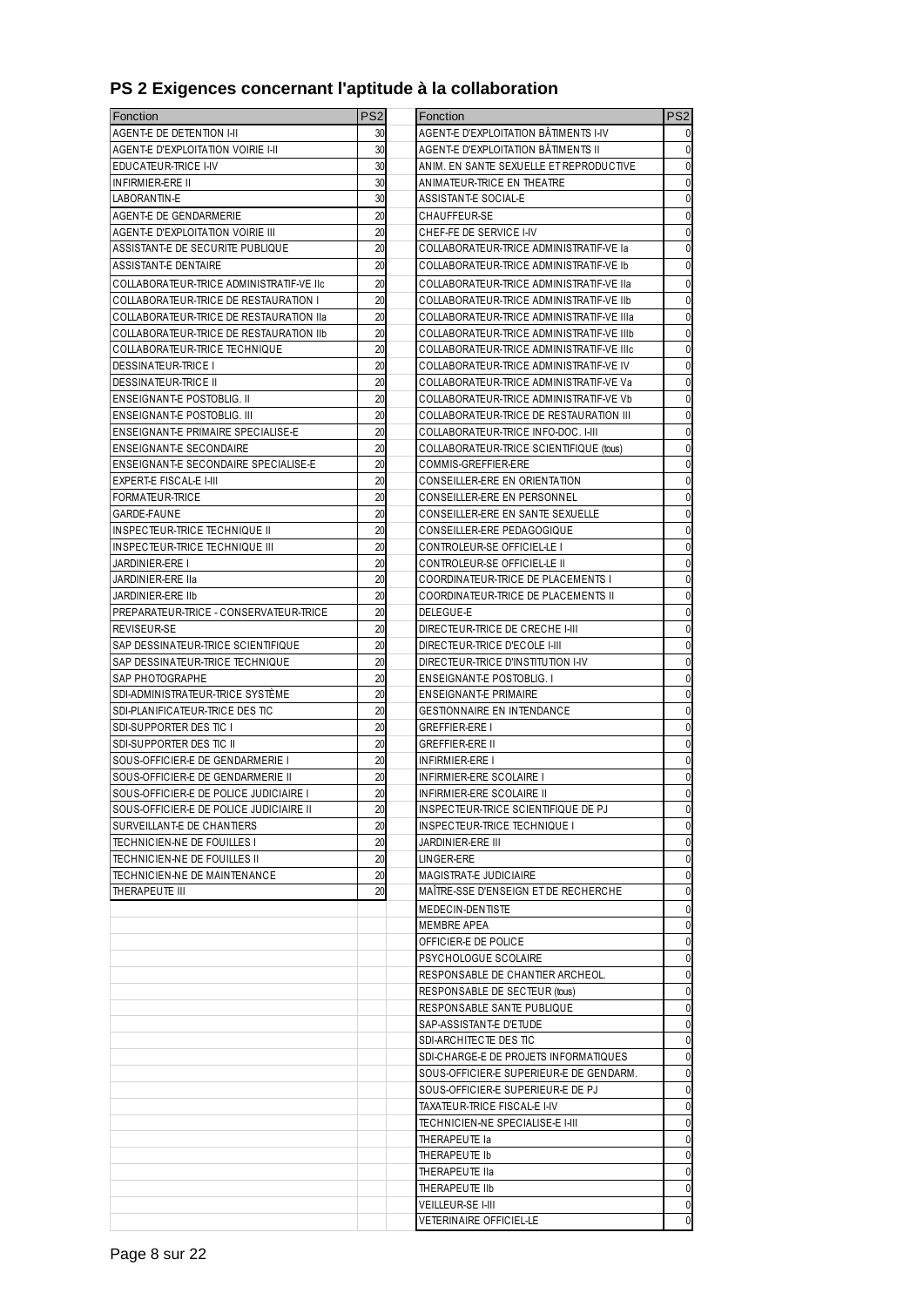## PS 2 Exigences concernant l'aptitude à la collaboration

| Fonction | PS2 | Fonction | PS2 |
|---|---|---|---|
| AGENT-E DE DETENTION I-II | 30 | AGENT-E D'EXPLOITATION BÂTIMENTS I-IV | 0 |
| AGENT-E D'EXPLOITATION VOIRIE I-II | 30 | AGENT-E D'EXPLOITATION BÂTIMENTS II | 0 |
| EDUCATEUR-TRICE I-IV | 30 | ANIM. EN SANTE SEXUELLE ET REPRODUCTIVE | 0 |
| INFIRMIER-ERE II | 30 | ANIMATEUR-TRICE EN THEATRE | 0 |
| LABORANTIN-E | 30 | ASSISTANT-E SOCIAL-E | 0 |
| AGENT-E DE GENDARMERIE | 20 | CHAUFFEUR-SE | 0 |
| AGENT-E D'EXPLOITATION VOIRIE III | 20 | CHEF-FE DE SERVICE I-IV | 0 |
| ASSISTANT-E DE SECURITE PUBLIQUE | 20 | COLLABORATEUR-TRICE ADMINISTRATIF-VE Ia | 0 |
| ASSISTANT-E DENTAIRE | 20 | COLLABORATEUR-TRICE ADMINISTRATIF-VE Ib | 0 |
| COLLABORATEUR-TRICE ADMINISTRATIF-VE IIc | 20 | COLLABORATEUR-TRICE ADMINISTRATIF-VE IIa | 0 |
| COLLABORATEUR-TRICE DE RESTAURATION I | 20 | COLLABORATEUR-TRICE ADMINISTRATIF-VE IIb | 0 |
| COLLABORATEUR-TRICE DE RESTAURATION IIa | 20 | COLLABORATEUR-TRICE ADMINISTRATIF-VE IIIa | 0 |
| COLLABORATEUR-TRICE DE RESTAURATION IIb | 20 | COLLABORATEUR-TRICE ADMINISTRATIF-VE IIIb | 0 |
| COLLABORATEUR-TRICE TECHNIQUE | 20 | COLLABORATEUR-TRICE ADMINISTRATIF-VE IIIc | 0 |
| DESSINATEUR-TRICE I | 20 | COLLABORATEUR-TRICE ADMINISTRATIF-VE IV | 0 |
| DESSINATEUR-TRICE II | 20 | COLLABORATEUR-TRICE ADMINISTRATIF-VE Va | 0 |
| ENSEIGNANT-E POSTOBLIG. II | 20 | COLLABORATEUR-TRICE ADMINISTRATIF-VE Vb | 0 |
| ENSEIGNANT-E POSTOBLIG. III | 20 | COLLABORATEUR-TRICE DE RESTAURATION III | 0 |
| ENSEIGNANT-E PRIMAIRE SPECIALISE-E | 20 | COLLABORATEUR-TRICE INFO-DOC. I-III | 0 |
| ENSEIGNANT-E SECONDAIRE | 20 | COLLABORATEUR-TRICE SCIENTIFIQUE (tous) | 0 |
| ENSEIGNANT-E SECONDAIRE SPECIALISE-E | 20 | COMMIS-GREFFIER-ERE | 0 |
| EXPERT-E FISCAL-E I-III | 20 | CONSEILLER-ERE EN ORIENTATION | 0 |
| FORMATEUR-TRICE | 20 | CONSEILLER-ERE EN PERSONNEL | 0 |
| GARDE-FAUNE | 20 | CONSEILLER-ERE EN SANTE SEXUELLE | 0 |
| INSPECTEUR-TRICE TECHNIQUE II | 20 | CONSEILLER-ERE PEDAGOGIQUE | 0 |
| INSPECTEUR-TRICE TECHNIQUE III | 20 | CONTROLEUR-SE OFFICIEL-LE I | 0 |
| JARDINIER-ERE I | 20 | CONTROLEUR-SE OFFICIEL-LE II | 0 |
| JARDINIER-ERE IIa | 20 | COORDINATEUR-TRICE DE PLACEMENTS I | 0 |
| JARDINIER-ERE IIb | 20 | COORDINATEUR-TRICE DE PLACEMENTS II | 0 |
| PREPARATEUR-TRICE - CONSERVATEUR-TRICE | 20 | DELEGUE-E | 0 |
| REVISEUR-SE | 20 | DIRECTEUR-TRICE DE CRECHE I-III | 0 |
| SAP DESSINATEUR-TRICE SCIENTIFIQUE | 20 | DIRECTEUR-TRICE D'ECOLE I-III | 0 |
| SAP DESSINATEUR-TRICE TECHNIQUE | 20 | DIRECTEUR-TRICE D'INSTITUTION I-IV | 0 |
| SAP PHOTOGRAPHE | 20 | ENSEIGNANT-E POSTOBLIG. I | 0 |
| SDI-ADMINISTRATEUR-TRICE SYSTÈME | 20 | ENSEIGNANT-E PRIMAIRE | 0 |
| SDI-PLANIFICATEUR-TRICE DES TIC | 20 | GESTIONNAIRE EN INTENDANCE | 0 |
| SDI-SUPPORTER DES TIC I | 20 | GREFFIER-ERE I | 0 |
| SDI-SUPPORTER DES TIC II | 20 | GREFFIER-ERE II | 0 |
| SOUS-OFFICIER-E DE GENDARMERIE I | 20 | INFIRMIER-ERE I | 0 |
| SOUS-OFFICIER-E DE GENDARMERIE II | 20 | INFIRMIER-ERE SCOLAIRE I | 0 |
| SOUS-OFFICIER-E DE POLICE JUDICIAIRE I | 20 | INFIRMIER-ERE SCOLAIRE II | 0 |
| SOUS-OFFICIER-E DE POLICE JUDICIAIRE II | 20 | INSPECTEUR-TRICE SCIENTIFIQUE DE PJ | 0 |
| SURVEILLANT-E DE CHANTIERS | 20 | INSPECTEUR-TRICE TECHNIQUE I | 0 |
| TECHNICIEN-NE DE FOUILLES I | 20 | JARDINIER-ERE III | 0 |
| TECHNICIEN-NE DE FOUILLES II | 20 | LINGER-ERE | 0 |
| TECHNICIEN-NE DE MAINTENANCE | 20 | MAGISTRAT-E JUDICIAIRE | 0 |
| THERAPEUTE III | 20 | MAÎTRE-SSE D'ENSEIGN ET DE RECHERCHE | 0 |
| | | MEDECIN-DENTISTE | 0 |
| | | MEMBRE APEA | 0 |
| | | OFFICIER-E DE POLICE | 0 |
| | | PSYCHOLOGUE SCOLAIRE | 0 |
| | | RESPONSABLE DE CHANTIER ARCHEOL. | 0 |
| | | RESPONSABLE DE SECTEUR (tous) | 0 |
| | | RESPONSABLE SANTE PUBLIQUE | 0 |
| | | SAP-ASSISTANT-E D'ETUDE | 0 |
| | | SDI-ARCHITECTE DES TIC | 0 |
| | | SDI-CHARGE-E DE PROJETS INFORMATIQUES | 0 |
| | | SOUS-OFFICIER-E SUPERIEUR-E DE GENDARM. | 0 |
| | | SOUS-OFFICIER-E SUPERIEUR-E DE PJ | 0 |
| | | TAXATEUR-TRICE FISCAL-E I-IV | 0 |
| | | TECHNICIEN-NE SPECIALISE-E I-III | 0 |
| | | THERAPEUTE Ia | 0 |
| | | THERAPEUTE Ib | 0 |
| | | THERAPEUTE IIa | 0 |
| | | THERAPEUTE IIb | 0 |
| | | VEILLEUR-SE I-III | 0 |
| | | VETERINAIRE OFFICIEL-LE | 0 |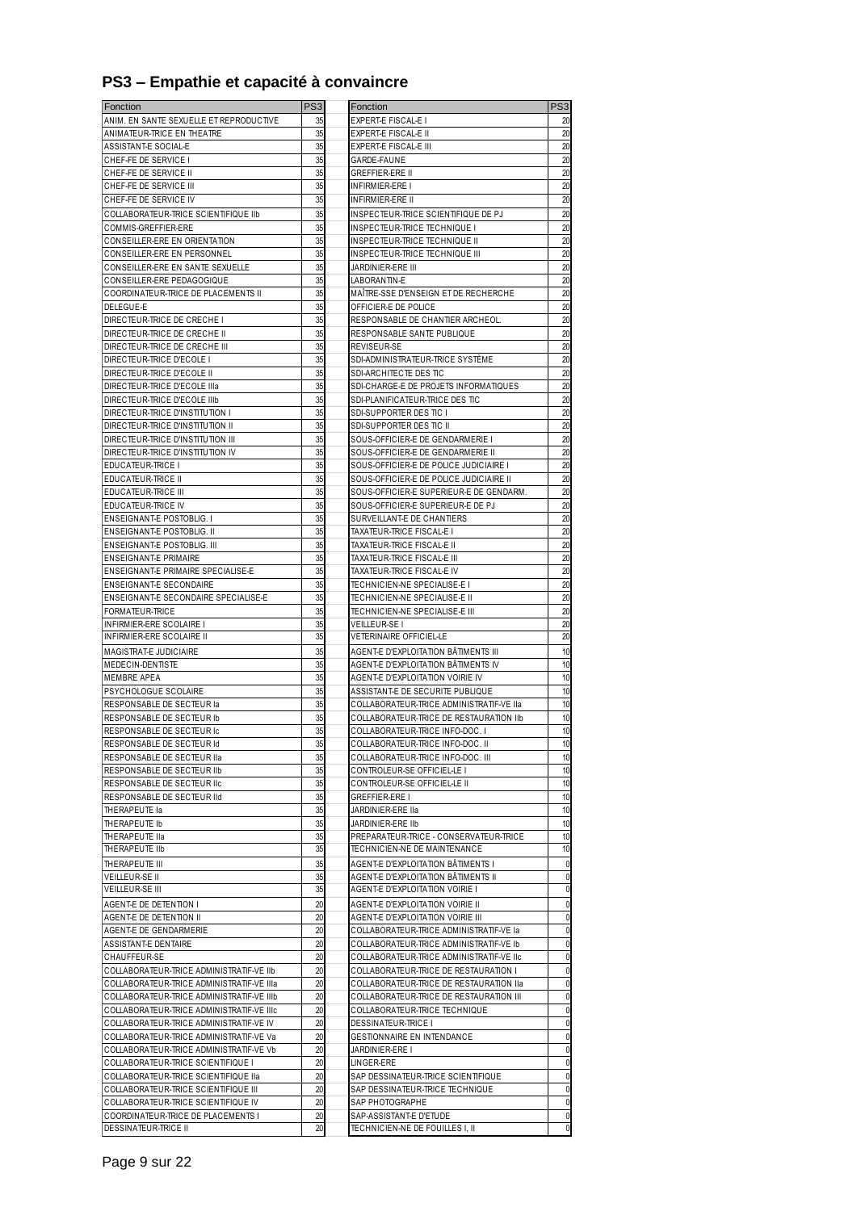## PS3 – Empathie et capacité à convaincre

| Fonction | PS3 |
|---|---|
| ANIM. EN SANTE SEXUELLE ET REPRODUCTIVE | 35 |
| ANIMATEUR-TRICE EN THEATRE | 35 |
| ASSISTANT-E SOCIAL-E | 35 |
| CHEF-FE DE SERVICE I | 35 |
| CHEF-FE DE SERVICE II | 35 |
| CHEF-FE DE SERVICE III | 35 |
| CHEF-FE DE SERVICE IV | 35 |
| COLLABORATEUR-TRICE SCIENTIFIQUE IIb | 35 |
| COMMIS-GREFFIER-ERE | 35 |
| CONSEILLER-ERE EN ORIENTATION | 35 |
| CONSEILLER-ERE EN PERSONNEL | 35 |
| CONSEILLER-ERE EN SANTE SEXUELLE | 35 |
| CONSEILLER-ERE PEDAGOGIQUE | 35 |
| COORDINATEUR-TRICE DE PLACEMENTS II | 35 |
| DELEGUE-E | 35 |
| DIRECTEUR-TRICE DE CRECHE I | 35 |
| DIRECTEUR-TRICE DE CRECHE II | 35 |
| DIRECTEUR-TRICE DE CRECHE III | 35 |
| DIRECTEUR-TRICE D'ECOLE I | 35 |
| DIRECTEUR-TRICE D'ECOLE II | 35 |
| DIRECTEUR-TRICE D'ECOLE IIIa | 35 |
| DIRECTEUR-TRICE D'ECOLE IIIb | 35 |
| DIRECTEUR-TRICE D'INSTITUTION I | 35 |
| DIRECTEUR-TRICE D'INSTITUTION II | 35 |
| DIRECTEUR-TRICE D'INSTITUTION III | 35 |
| DIRECTEUR-TRICE D'INSTITUTION IV | 35 |
| EDUCATEUR-TRICE I | 35 |
| EDUCATEUR-TRICE II | 35 |
| EDUCATEUR-TRICE III | 35 |
| EDUCATEUR-TRICE IV | 35 |
| ENSEIGNANT-E POSTOBLIG. I | 35 |
| ENSEIGNANT-E POSTOBLIG. II | 35 |
| ENSEIGNANT-E POSTOBLIG. III | 35 |
| ENSEIGNANT-E PRIMAIRE | 35 |
| ENSEIGNANT-E PRIMAIRE SPECIALISE-E | 35 |
| ENSEIGNANT-E SECONDAIRE | 35 |
| ENSEIGNANT-E SECONDAIRE SPECIALISE-E | 35 |
| FORMATEUR-TRICE | 35 |
| INFIRMIER-ERE SCOLAIRE I | 35 |
| INFIRMIER-ERE SCOLAIRE II | 35 |
| MAGISTRAT-E JUDICIAIRE | 35 |
| MEDECIN-DENTISTE | 35 |
| MEMBRE APEA | 35 |
| PSYCHOLOGUE SCOLAIRE | 35 |
| RESPONSABLE DE SECTEUR Ia | 35 |
| RESPONSABLE DE SECTEUR Ib | 35 |
| RESPONSABLE DE SECTEUR Ic | 35 |
| RESPONSABLE DE SECTEUR Id | 35 |
| RESPONSABLE DE SECTEUR IIa | 35 |
| RESPONSABLE DE SECTEUR IIb | 35 |
| RESPONSABLE DE SECTEUR IIc | 35 |
| RESPONSABLE DE SECTEUR IId | 35 |
| THERAPEUTE Ia | 35 |
| THERAPEUTE Ib | 35 |
| THERAPEUTE IIa | 35 |
| THERAPEUTE IIb | 35 |
| THERAPEUTE III | 35 |
| VEILLEUR-SE II | 35 |
| VEILLEUR-SE III | 35 |
| AGENT-E DE DETENTION I | 20 |
| AGENT-E DE DETENTION II | 20 |
| AGENT-E DE GENDARMERIE | 20 |
| ASSISTANT-E DENTAIRE | 20 |
| CHAUFFEUR-SE | 20 |
| COLLABORATEUR-TRICE ADMINISTRATIF-VE IIb | 20 |
| COLLABORATEUR-TRICE ADMINISTRATIF-VE IIIa | 20 |
| COLLABORATEUR-TRICE ADMINISTRATIF-VE IIIb | 20 |
| COLLABORATEUR-TRICE ADMINISTRATIF-VE IIIc | 20 |
| COLLABORATEUR-TRICE ADMINISTRATIF-VE IV | 20 |
| COLLABORATEUR-TRICE ADMINISTRATIF-VE Va | 20 |
| COLLABORATEUR-TRICE ADMINISTRATIF-VE Vb | 20 |
| COLLABORATEUR-TRICE SCIENTIFIQUE I | 20 |
| COLLABORATEUR-TRICE SCIENTIFIQUE IIa | 20 |
| COLLABORATEUR-TRICE SCIENTIFIQUE III | 20 |
| COLLABORATEUR-TRICE SCIENTIFIQUE IV | 20 |
| COORDINATEUR-TRICE DE PLACEMENTS I | 20 |
| DESSINATEUR-TRICE II | 20 |
| EXPERT-E FISCAL-E I | 20 |
| EXPERT-E FISCAL-E II | 20 |
| EXPERT-E FISCAL-E III | 20 |
| GARDE-FAUNE | 20 |
| GREFFIER-ERE II | 20 |
| INFIRMIER-ERE I | 20 |
| INFIRMIER-ERE II | 20 |
| INSPECTEUR-TRICE SCIENTIFIQUE DE PJ | 20 |
| INSPECTEUR-TRICE TECHNIQUE I | 20 |
| INSPECTEUR-TRICE TECHNIQUE II | 20 |
| INSPECTEUR-TRICE TECHNIQUE III | 20 |
| JARDINIER-ERE III | 20 |
| LABORANTIN-E | 20 |
| MAÎTRE-SSE D'ENSEIGN ET DE RECHERCHE | 20 |
| OFFICIER-E DE POLICE | 20 |
| RESPONSABLE DE CHANTIER ARCHEOL. | 20 |
| RESPONSABLE SANTE PUBLIQUE | 20 |
| REVISEUR-SE | 20 |
| SDI-ADMINISTRATEUR-TRICE SYSTÈME | 20 |
| SDI-ARCHITECTE DES TIC | 20 |
| SDI-CHARGE-E DE PROJETS INFORMATIQUES | 20 |
| SDI-PLANIFICATEUR-TRICE DES TIC | 20 |
| SDI-SUPPORTER DES TIC I | 20 |
| SDI-SUPPORTER DES TIC II | 20 |
| SOUS-OFFICIER-E DE GENDARMERIE I | 20 |
| SOUS-OFFICIER-E DE GENDARMERIE II | 20 |
| SOUS-OFFICIER-E DE POLICE JUDICIAIRE I | 20 |
| SOUS-OFFICIER-E DE POLICE JUDICIAIRE II | 20 |
| SOUS-OFFICIER-E SUPERIEUR-E DE GENDARM. | 20 |
| SOUS-OFFICIER-E SUPERIEUR-E DE PJ | 20 |
| SURVEILLANT-E DE CHANTIERS | 20 |
| TAXATEUR-TRICE FISCAL-E I | 20 |
| TAXATEUR-TRICE FISCAL-E II | 20 |
| TAXATEUR-TRICE FISCAL-E III | 20 |
| TAXATEUR-TRICE FISCAL-E IV | 20 |
| TECHNICIEN-NE SPECIALISE-E I | 20 |
| TECHNICIEN-NE SPECIALISE-E II | 20 |
| TECHNICIEN-NE SPECIALISE-E III | 20 |
| VEILLEUR-SE I | 20 |
| VETERINAIRE OFFICIEL-LE | 20 |
| AGENT-E D'EXPLOITATION BÂTIMENTS III | 10 |
| AGENT-E D'EXPLOITATION BÂTIMENTS IV | 10 |
| AGENT-E D'EXPLOITATION VOIRIE IV | 10 |
| ASSISTANT-E DE SECURITE PUBLIQUE | 10 |
| COLLABORATEUR-TRICE ADMINISTRATIF-VE IIa | 10 |
| COLLABORATEUR-TRICE DE RESTAURATION IIb | 10 |
| COLLABORATEUR-TRICE INFO-DOC. I | 10 |
| COLLABORATEUR-TRICE INFO-DOC. II | 10 |
| COLLABORATEUR-TRICE INFO-DOC. III | 10 |
| CONTROLEUR-SE OFFICIEL-LE I | 10 |
| CONTROLEUR-SE OFFICIEL-LE II | 10 |
| GREFFIER-ERE I | 10 |
| JARDINIER-ERE IIa | 10 |
| JARDINIER-ERE IIb | 10 |
| PREPARATEUR-TRICE - CONSERVATEUR-TRICE | 10 |
| TECHNICIEN-NE DE MAINTENANCE | 10 |
| AGENT-E D'EXPLOITATION BÂTIMENTS I | 0 |
| AGENT-E D'EXPLOITATION BÂTIMENTS II | 0 |
| AGENT-E D'EXPLOITATION VOIRIE I | 0 |
| AGENT-E D'EXPLOITATION VOIRIE II | 0 |
| AGENT-E D'EXPLOITATION VOIRIE III | 0 |
| COLLABORATEUR-TRICE ADMINISTRATIF-VE Ia | 0 |
| COLLABORATEUR-TRICE ADMINISTRATIF-VE Ib | 0 |
| COLLABORATEUR-TRICE ADMINISTRATIF-VE IIc | 0 |
| COLLABORATEUR-TRICE DE RESTAURATION I | 0 |
| COLLABORATEUR-TRICE DE RESTAURATION IIa | 0 |
| COLLABORATEUR-TRICE DE RESTAURATION III | 0 |
| COLLABORATEUR-TRICE TECHNIQUE | 0 |
| DESSINATEUR-TRICE I | 0 |
| GESTIONNAIRE EN INTENDANCE | 0 |
| JARDINIER-ERE I | 0 |
| LINGER-ERE | 0 |
| SAP DESSINATEUR-TRICE SCIENTIFIQUE | 0 |
| SAP DESSINATEUR-TRICE TECHNIQUE | 0 |
| SAP PHOTOGRAPHE | 0 |
| SAP-ASSISTANT-E D'ETUDE | 0 |
| TECHNICIEN-NE DE FOUILLES I, II | 0 |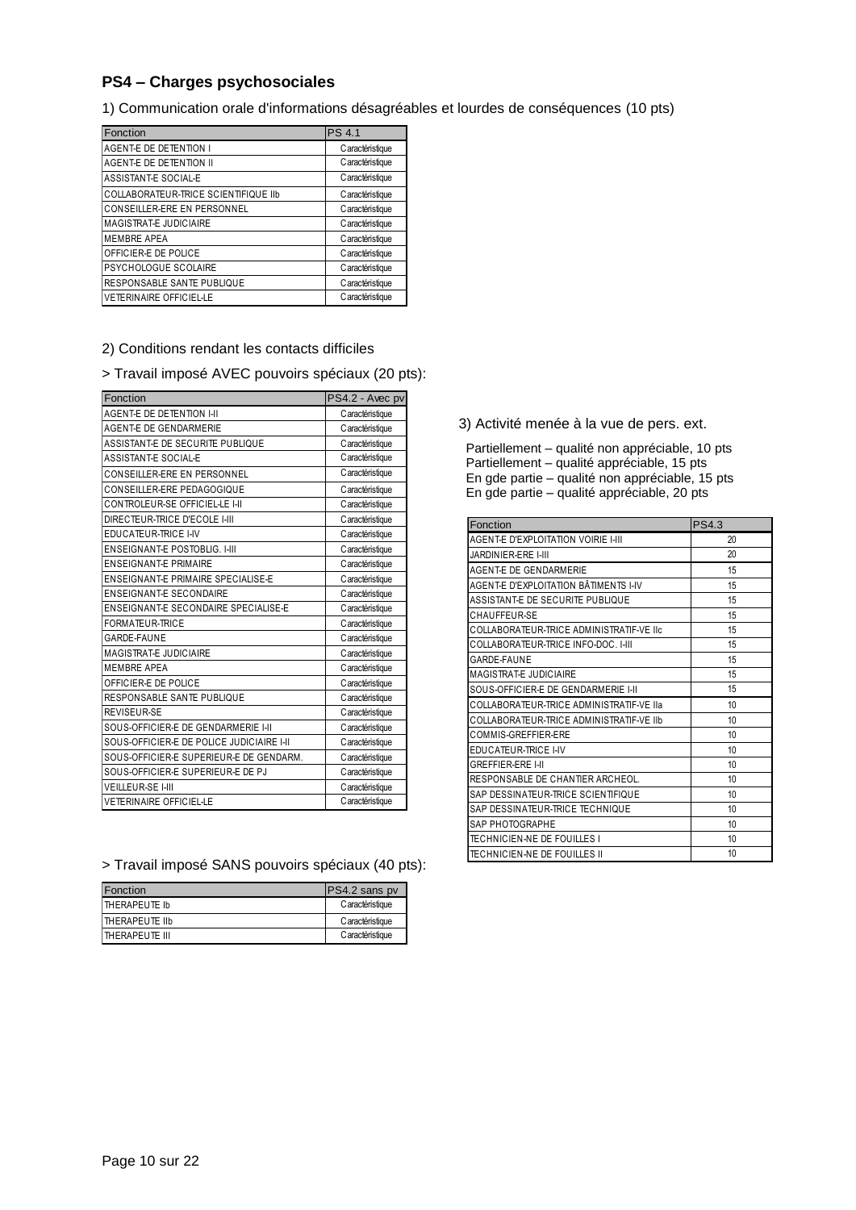### PS4 – Charges psychosociales

1) Communication orale d'informations désagréables et lourdes de conséquences (10 pts)

| Fonction | PS 4.1 |
|---|---|
| AGENT-E DE DETENTION I | Caractéristique |
| AGENT-E DE DETENTION II | Caractéristique |
| ASSISTANT-E SOCIAL-E | Caractéristique |
| COLLABORATEUR-TRICE SCIENTIFIQUE IIb | Caractéristique |
| CONSEILLER-ERE EN PERSONNEL | Caractéristique |
| MAGISTRAT-E JUDICIAIRE | Caractéristique |
| MEMBRE APEA | Caractéristique |
| OFFICIER-E DE POLICE | Caractéristique |
| PSYCHOLOGUE SCOLAIRE | Caractéristique |
| RESPONSABLE SANTE PUBLIQUE | Caractéristique |
| VETERINAIRE OFFICIEL-LE | Caractéristique |

2) Conditions rendant les contacts difficiles

> Travail imposé AVEC pouvoirs spéciaux (20 pts):

| Fonction | PS4.2 - Avec pv |
|---|---|
| AGENT-E DE DETENTION I-II | Caractéristique |
| AGENT-E DE GENDARMERIE | Caractéristique |
| ASSISTANT-E DE SECURITE PUBLIQUE | Caractéristique |
| ASSISTANT-E SOCIAL-E | Caractéristique |
| CONSEILLER-ERE EN PERSONNEL | Caractéristique |
| CONSEILLER-ERE PEDAGOGIQUE | Caractéristique |
| CONTROLEUR-SE OFFICIEL-LE I-II | Caractéristique |
| DIRECTEUR-TRICE D'ECOLE I-III | Caractéristique |
| EDUCATEUR-TRICE I-IV | Caractéristique |
| ENSEIGNANT-E POSTOBLIG. I-III | Caractéristique |
| ENSEIGNANT-E PRIMAIRE | Caractéristique |
| ENSEIGNANT-E PRIMAIRE SPECIALISE-E | Caractéristique |
| ENSEIGNANT-E SECONDAIRE | Caractéristique |
| ENSEIGNANT-E SECONDAIRE SPECIALISE-E | Caractéristique |
| FORMATEUR-TRICE | Caractéristique |
| GARDE-FAUNE | Caractéristique |
| MAGISTRAT-E JUDICIAIRE | Caractéristique |
| MEMBRE APEA | Caractéristique |
| OFFICIER-E DE POLICE | Caractéristique |
| RESPONSABLE SANTE PUBLIQUE | Caractéristique |
| REVISEUR-SE | Caractéristique |
| SOUS-OFFICIER-E DE GENDARMERIE I-II | Caractéristique |
| SOUS-OFFICIER-E DE POLICE JUDICIAIRE I-II | Caractéristique |
| SOUS-OFFICIER-E SUPERIEUR-E DE GENDARM. | Caractéristique |
| SOUS-OFFICIER-E SUPERIEUR-E DE PJ | Caractéristique |
| VEILLEUR-SE I-III | Caractéristique |
| VETERINAIRE OFFICIEL-LE | Caractéristique |

> Travail imposé SANS pouvoirs spéciaux (40 pts):

| Fonction | PS4.2 sans pv |
|---|---|
| THERAPEUTE Ib | Caractéristique |
| THERAPEUTE IIb | Caractéristique |
| THERAPEUTE III | Caractéristique |

3) Activité menée à la vue de pers. ext.

Partiellement – qualité non appréciable, 10 pts
Partiellement – qualité appréciable, 15 pts
En gde partie – qualité non appréciable, 15 pts
En gde partie – qualité appréciable, 20 pts

| Fonction | PS4.3 |
|---|---|
| AGENT-E D'EXPLOITATION VOIRIE I-III | 20 |
| JARDINIER-ERE I-III | 20 |
| AGENT-E DE GENDARMERIE | 15 |
| AGENT-E D'EXPLOITATION BÂTIMENTS I-IV | 15 |
| ASSISTANT-E DE SECURITE PUBLIQUE | 15 |
| CHAUFFEUR-SE | 15 |
| COLLABORATEUR-TRICE ADMINISTRATIF-VE IIc | 15 |
| COLLABORATEUR-TRICE INFO-DOC. I-III | 15 |
| GARDE-FAUNE | 15 |
| MAGISTRAT-E JUDICIAIRE | 15 |
| SOUS-OFFICIER-E DE GENDARMERIE I-II | 15 |
| COLLABORATEUR-TRICE ADMINISTRATIF-VE IIa | 10 |
| COLLABORATEUR-TRICE ADMINISTRATIF-VE IIb | 10 |
| COMMIS-GREFFIER-ERE | 10 |
| EDUCATEUR-TRICE I-IV | 10 |
| GREFFIER-ERE I-II | 10 |
| RESPONSABLE DE CHANTIER ARCHEOL. | 10 |
| SAP DESSINATEUR-TRICE SCIENTIFIQUE | 10 |
| SAP DESSINATEUR-TRICE TECHNIQUE | 10 |
| SAP PHOTOGRAPHE | 10 |
| TECHNICIEN-NE DE FOUILLES I | 10 |
| TECHNICIEN-NE DE FOUILLES II | 10 |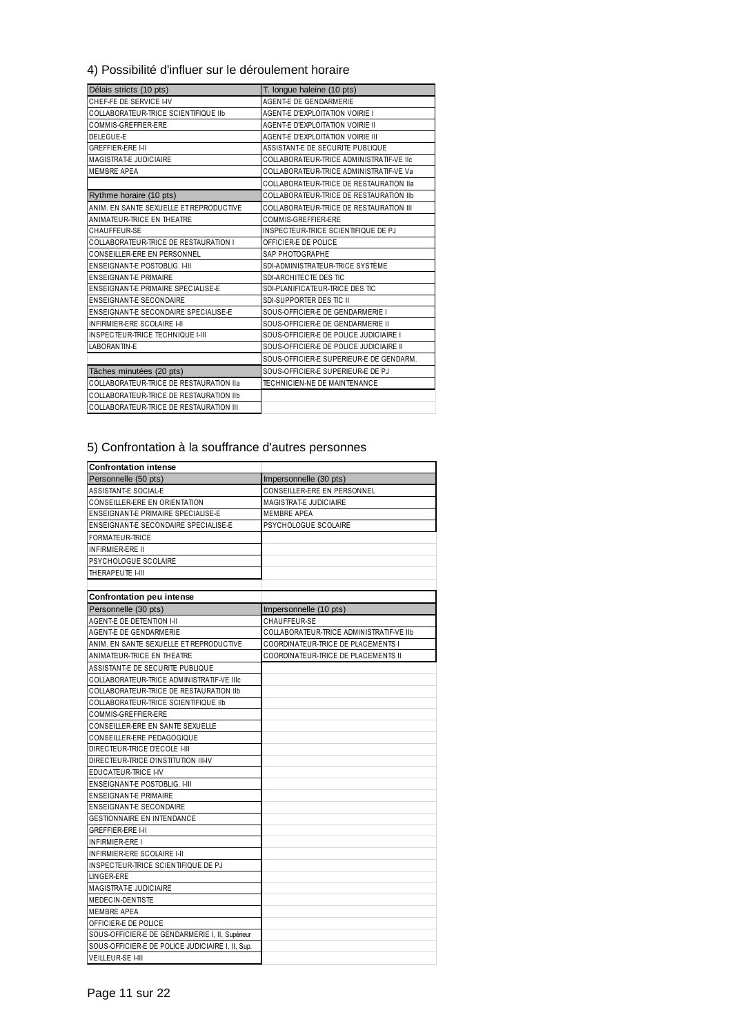## 4) Possibilité d'influer sur le déroulement horaire

| | |
|---|---|
| Délais stricts (10 pts) | T. longue haleine (10 pts) |
| CHEF-FE DE SERVICE I-IV | AGENT-E DE GENDARMERIE |
| COLLABORATEUR-TRICE SCIENTIFIQUE IIb | AGENT-E D'EXPLOITATION VOIRIE I |
| COMMIS-GREFFIER-ERE | AGENT-E D'EXPLOITATION VOIRIE II |
| DELEGUE-E | AGENT-E D'EXPLOITATION VOIRIE III |
| GREFFIER-ERE I-II | ASSISTANT-E DE SECURITE PUBLIQUE |
| MAGISTRAT-E JUDICIAIRE | COLLABORATEUR-TRICE ADMINISTRATIF-VE IIc |
| MEMBRE APEA | COLLABORATEUR-TRICE ADMINISTRATIF-VE Va |
| | COLLABORATEUR-TRICE DE RESTAURATION IIa |
| Rythme horaire (10 pts) | COLLABORATEUR-TRICE DE RESTAURATION IIb |
| ANIM. EN SANTE SEXUELLE ET REPRODUCTIVE | COLLABORATEUR-TRICE DE RESTAURATION III |
| ANIMATEUR-TRICE EN THEATRE | COMMIS-GREFFIER-ERE |
| CHAUFFEUR-SE | INSPECTEUR-TRICE SCIENTIFIQUE DE PJ |
| COLLABORATEUR-TRICE DE RESTAURATION I | OFFICIER-E DE POLICE |
| CONSEILLER-ERE EN PERSONNEL | SAP PHOTOGRAPHE |
| ENSEIGNANT-E POSTOBLIG. I-III | SDI-ADMINISTRATEUR-TRICE SYSTÈME |
| ENSEIGNANT-E PRIMAIRE | SDI-ARCHITECTE DES TIC |
| ENSEIGNANT-E PRIMAIRE SPECIALISE-E | SDI-PLANIFICATEUR-TRICE DES TIC |
| ENSEIGNANT-E SECONDAIRE | SDI-SUPPORTER DES TIC II |
| ENSEIGNANT-E SECONDAIRE SPECIALISE-E | SOUS-OFFICIER-E DE GENDARMERIE I |
| INFIRMIER-ERE SCOLAIRE I-II | SOUS-OFFICIER-E DE GENDARMERIE II |
| INSPECTEUR-TRICE TECHNIQUE I-III | SOUS-OFFICIER-E DE POLICE JUDICIAIRE I |
| LABORANTIN-E | SOUS-OFFICIER-E DE POLICE JUDICIAIRE II |
| | SOUS-OFFICIER-E SUPERIEUR-E DE GENDARM. |
| Tâches minutées (20 pts) | SOUS-OFFICIER-E SUPERIEUR-E DE PJ |
| COLLABORATEUR-TRICE DE RESTAURATION IIa | TECHNICIEN-NE DE MAINTENANCE |
| COLLABORATEUR-TRICE DE RESTAURATION IIb | |
| COLLABORATEUR-TRICE DE RESTAURATION III | |

## 5) Confrontation à la souffrance d'autres personnes

| | |
|---|---|
| **Confrontation intense** | |
| Personnelle (50 pts) | Impersonnelle (30 pts) |
| ASSISTANT-E SOCIAL-E | CONSEILLER-ERE EN PERSONNEL |
| CONSEILLER-ERE EN ORIENTATION | MAGISTRAT-E JUDICIAIRE |
| ENSEIGNANT-E PRIMAIRE SPECIALISE-E | MEMBRE APEA |
| ENSEIGNANT-E SECONDAIRE SPECIALISE-E | PSYCHOLOGUE SCOLAIRE |
| FORMATEUR-TRICE | |
| INFIRMIER-ERE II | |
| PSYCHOLOGUE SCOLAIRE | |
| THERAPEUTE I-III | |
| | |
| **Confrontation peu intense** | |
| Personnelle (30 pts) | Impersonnelle (10 pts) |
| AGENT-E DE DETENTION I-II | CHAUFFEUR-SE |
| AGENT-E DE GENDARMERIE | COLLABORATEUR-TRICE ADMINISTRATIF-VE IIb |
| ANIM. EN SANTE SEXUELLE ET REPRODUCTIVE | COORDINATEUR-TRICE DE PLACEMENTS I |
| ANIMATEUR-TRICE EN THEATRE | COORDINATEUR-TRICE DE PLACEMENTS II |
| ASSISTANT-E DE SECURITE PUBLIQUE | |
| COLLABORATEUR-TRICE ADMINISTRATIF-VE IIIc | |
| COLLABORATEUR-TRICE DE RESTAURATION IIb | |
| COLLABORATEUR-TRICE SCIENTIFIQUE IIb | |
| COMMIS-GREFFIER-ERE | |
| CONSEILLER-ERE EN SANTE SEXUELLE | |
| CONSEILLER-ERE PEDAGOGIQUE | |
| DIRECTEUR-TRICE D'ECOLE I-III | |
| DIRECTEUR-TRICE D'INSTITUTION III-IV | |
| EDUCATEUR-TRICE I-IV | |
| ENSEIGNANT-E POSTOBLIG. I-III | |
| ENSEIGNANT-E PRIMAIRE | |
| ENSEIGNANT-E SECONDAIRE | |
| GESTIONNAIRE EN INTENDANCE | |
| GREFFIER-ERE I-II | |
| INFIRMIER-ERE I | |
| INFIRMIER-ERE SCOLAIRE I-II | |
| INSPECTEUR-TRICE SCIENTIFIQUE DE PJ | |
| LINGER-ERE | |
| MAGISTRAT-E JUDICIAIRE | |
| MEDECIN-DENTISTE | |
| MEMBRE APEA | |
| OFFICIER-E DE POLICE | |
| SOUS-OFFICIER-E DE GENDARMERIE I, II, Supérieur | |
| SOUS-OFFICIER-E DE POLICE JUDICIAIRE I, II, Sup. | |
| VEILLEUR-SE I-III | |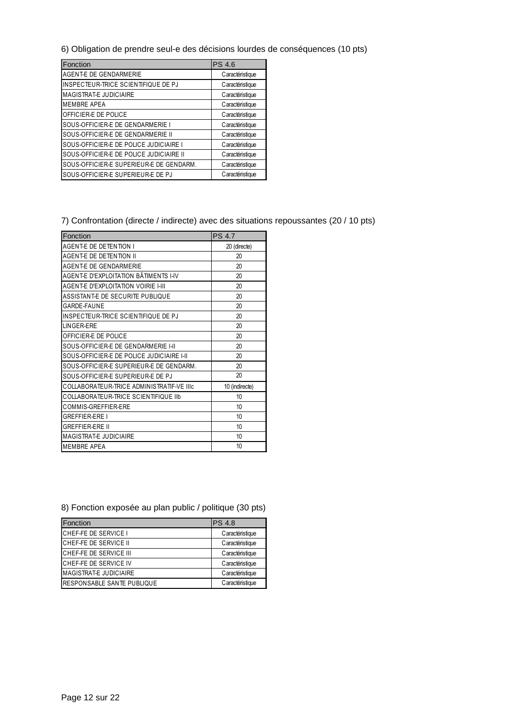6) Obligation de prendre seul-e des décisions lourdes de conséquences (10 pts)

| Fonction | PS 4.6 |
| --- | --- |
| AGENT-E DE GENDARMERIE | Caractéristique |
| INSPECTEUR-TRICE SCIENTIFIQUE DE PJ | Caractéristique |
| MAGISTRAT-E JUDICIAIRE | Caractéristique |
| MEMBRE APEA | Caractéristique |
| OFFICIER-E DE POLICE | Caractéristique |
| SOUS-OFFICIER-E DE GENDARMERIE I | Caractéristique |
| SOUS-OFFICIER-E DE GENDARMERIE II | Caractéristique |
| SOUS-OFFICIER-E DE POLICE JUDICIAIRE I | Caractéristique |
| SOUS-OFFICIER-E DE POLICE JUDICIAIRE II | Caractéristique |
| SOUS-OFFICIER-E SUPERIEUR-E DE GENDARM. | Caractéristique |
| SOUS-OFFICIER-E SUPERIEUR-E DE PJ | Caractéristique |

7) Confrontation (directe / indirecte) avec des situations repoussantes (20 / 10 pts)

| Fonction | PS 4.7 |
| --- | --- |
| AGENT-E DE DETENTION I | 20 (directe) |
| AGENT-E DE DETENTION II | 20 |
| AGENT-E DE GENDARMERIE | 20 |
| AGENT-E D'EXPLOITATION BÂTIMENTS I-IV | 20 |
| AGENT-E D'EXPLOITATION VOIRIE I-III | 20 |
| ASSISTANT-E DE SECURITE PUBLIQUE | 20 |
| GARDE-FAUNE | 20 |
| INSPECTEUR-TRICE SCIENTIFIQUE DE PJ | 20 |
| LINGER-ERE | 20 |
| OFFICIER-E DE POLICE | 20 |
| SOUS-OFFICIER-E DE GENDARMERIE I-II | 20 |
| SOUS-OFFICIER-E DE POLICE JUDICIAIRE I-II | 20 |
| SOUS-OFFICIER-E SUPERIEUR-E DE GENDARM. | 20 |
| SOUS-OFFICIER-E SUPERIEUR-E DE PJ | 20 |
| COLLABORATEUR-TRICE ADMINISTRATIF-VE IIIc | 10 (indirecte) |
| COLLABORATEUR-TRICE SCIENTIFIQUE IIb | 10 |
| COMMIS-GREFFIER-ERE | 10 |
| GREFFIER-ERE I | 10 |
| GREFFIER-ERE II | 10 |
| MAGISTRAT-E JUDICIAIRE | 10 |
| MEMBRE APEA | 10 |

8) Fonction exposée au plan public / politique (30 pts)

| Fonction | PS 4.8 |
| --- | --- |
| CHEF-FE DE SERVICE I | Caractéristique |
| CHEF-FE DE SERVICE II | Caractéristique |
| CHEF-FE DE SERVICE III | Caractéristique |
| CHEF-FE DE SERVICE IV | Caractéristique |
| MAGISTRAT-E JUDICIAIRE | Caractéristique |
| RESPONSABLE SANTE PUBLIQUE | Caractéristique |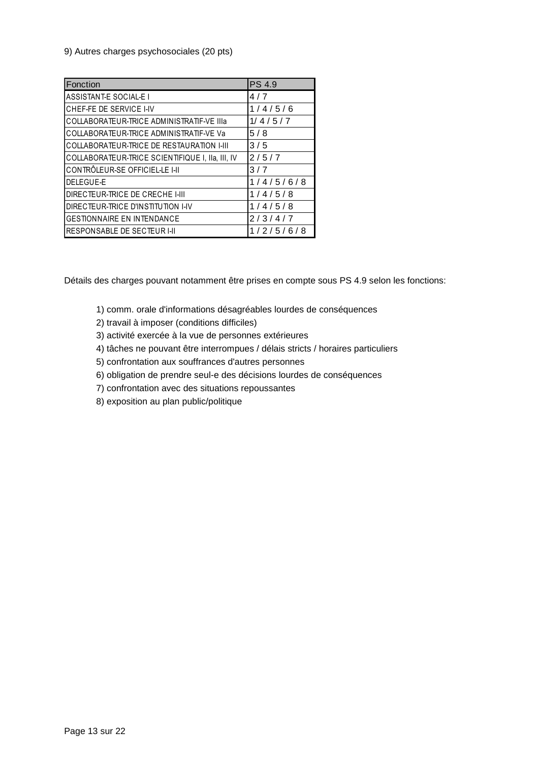9) Autres charges psychosociales (20 pts)

| Fonction | PS 4.9 |
|---|---|
| ASSISTANT-E SOCIAL-E I | 4 / 7 |
| CHEF-FE DE SERVICE I-IV | 1 / 4 / 5 / 6 |
| COLLABORATEUR-TRICE ADMINISTRATIF-VE IIIa | 1/ 4 / 5 / 7 |
| COLLABORATEUR-TRICE ADMINISTRATIF-VE Va | 5 / 8 |
| COLLABORATEUR-TRICE DE RESTAURATION I-III | 3 / 5 |
| COLLABORATEUR-TRICE SCIENTIFIQUE I, IIa, III, IV | 2 / 5 / 7 |
| CONTRÔLEUR-SE OFFICIEL-LE I-II | 3 / 7 |
| DELEGUE-E | 1 / 4 / 5 / 6 / 8 |
| DIRECTEUR-TRICE DE CRECHE I-III | 1 / 4 / 5 / 8 |
| DIRECTEUR-TRICE D'INSTITUTION I-IV | 1 / 4 / 5 / 8 |
| GESTIONNAIRE EN INTENDANCE | 2 / 3 / 4 / 7 |
| RESPONSABLE DE SECTEUR I-II | 1 / 2 / 5 / 6 / 8 |

Détails des charges pouvant notamment être prises en compte sous PS 4.9 selon les fonctions:

1) comm. orale d'informations désagréables lourdes de conséquences
2) travail à imposer (conditions difficiles)
3) activité exercée à la vue de personnes extérieures
4) tâches ne pouvant être interrompues / délais stricts / horaires particuliers
5) confrontation aux souffrances d'autres personnes
6) obligation de prendre seul-e des décisions lourdes de conséquences
7) confrontation avec des situations repoussantes
8) exposition au plan public/politique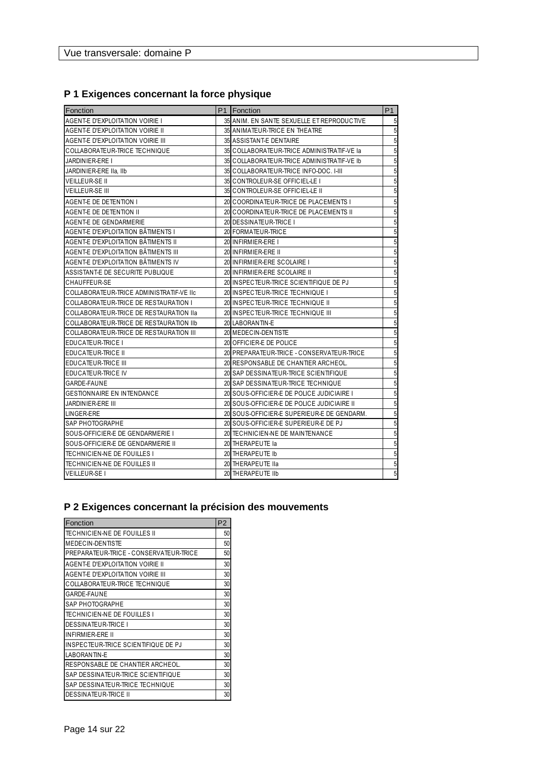Vue transversale: domaine P

## P 1 Exigences concernant la force physique

| Fonction | P1 | Fonction | P1 |
|---|---|---|---|
| AGENT-E D'EXPLOITATION VOIRIE I | 35 | ANIM. EN SANTE SEXUELLE ET REPRODUCTIVE | 5 |
| AGENT-E D'EXPLOITATION VOIRIE II | 35 | ANIMATEUR-TRICE EN THEATRE | 5 |
| AGENT-E D'EXPLOITATION VOIRIE III | 35 | ASSISTANT-E DENTAIRE | 5 |
| COLLABORATEUR-TRICE TECHNIQUE | 35 | COLLABORATEUR-TRICE ADMINISTRATIF-VE Ia | 5 |
| JARDINIER-ERE I | 35 | COLLABORATEUR-TRICE ADMINISTRATIF-VE Ib | 5 |
| JARDINIER-ERE IIa, IIb | 35 | COLLABORATEUR-TRICE INFO-DOC. I-III | 5 |
| VEILLEUR-SE II | 35 | CONTROLEUR-SE OFFICIEL-LE I | 5 |
| VEILLEUR-SE III | 35 | CONTROLEUR-SE OFFICIEL-LE II | 5 |
| AGENT-E DE DETENTION I | 20 | COORDINATEUR-TRICE DE PLACEMENTS I | 5 |
| AGENT-E DE DETENTION II | 20 | COORDINATEUR-TRICE DE PLACEMENTS II | 5 |
| AGENT-E DE GENDARMERIE | 20 | DESSINATEUR-TRICE I | 5 |
| AGENT-E D'EXPLOITATION BÂTIMENTS I | 20 | FORMATEUR-TRICE | 5 |
| AGENT-E D'EXPLOITATION BÂTIMENTS II | 20 | INFIRMIER-ERE I | 5 |
| AGENT-E D'EXPLOITATION BÂTIMENTS III | 20 | INFIRMIER-ERE II | 5 |
| AGENT-E D'EXPLOITATION BÂTIMENTS IV | 20 | INFIRMIER-ERE SCOLAIRE I | 5 |
| ASSISTANT-E DE SECURITE PUBLIQUE | 20 | INFIRMIER-ERE SCOLAIRE II | 5 |
| CHAUFFEUR-SE | 20 | INSPECTEUR-TRICE SCIENTIFIQUE DE PJ | 5 |
| COLLABORATEUR-TRICE ADMINISTRATIF-VE IIc | 20 | INSPECTEUR-TRICE TECHNIQUE I | 5 |
| COLLABORATEUR-TRICE DE RESTAURATION I | 20 | INSPECTEUR-TRICE TECHNIQUE II | 5 |
| COLLABORATEUR-TRICE DE RESTAURATION IIa | 20 | INSPECTEUR-TRICE TECHNIQUE III | 5 |
| COLLABORATEUR-TRICE DE RESTAURATION IIb | 20 | LABORANTIN-E | 5 |
| COLLABORATEUR-TRICE DE RESTAURATION III | 20 | MEDECIN-DENTISTE | 5 |
| EDUCATEUR-TRICE I | 20 | OFFICIER-E DE POLICE | 5 |
| EDUCATEUR-TRICE II | 20 | PREPARATEUR-TRICE - CONSERVATEUR-TRICE | 5 |
| EDUCATEUR-TRICE III | 20 | RESPONSABLE DE CHANTIER ARCHEOL. | 5 |
| EDUCATEUR-TRICE IV | 20 | SAP DESSINATEUR-TRICE SCIENTIFIQUE | 5 |
| GARDE-FAUNE | 20 | SAP DESSINATEUR-TRICE TECHNIQUE | 5 |
| GESTIONNAIRE EN INTENDANCE | 20 | SOUS-OFFICIER-E DE POLICE JUDICIAIRE I | 5 |
| JARDINIER-ERE III | 20 | SOUS-OFFICIER-E DE POLICE JUDICIAIRE II | 5 |
| LINGER-ERE | 20 | SOUS-OFFICIER-E SUPERIEUR-E DE GENDARM. | 5 |
| SAP PHOTOGRAPHE | 20 | SOUS-OFFICIER-E SUPERIEUR-E DE PJ | 5 |
| SOUS-OFFICIER-E DE GENDARMERIE I | 20 | TECHNICIEN-NE DE MAINTENANCE | 5 |
| SOUS-OFFICIER-E DE GENDARMERIE II | 20 | THERAPEUTE Ia | 5 |
| TECHNICIEN-NE DE FOUILLES I | 20 | THERAPEUTE Ib | 5 |
| TECHNICIEN-NE DE FOUILLES II | 20 | THERAPEUTE IIa | 5 |
| VEILLEUR-SE I | 20 | THERAPEUTE IIb | 5 |

## P 2 Exigences concernant la précision des mouvements

| Fonction | P2 |
|---|---|
| TECHNICIEN-NE DE FOUILLES II | 50 |
| MEDECIN-DENTISTE | 50 |
| PREPARATEUR-TRICE - CONSERVATEUR-TRICE | 50 |
| AGENT-E D'EXPLOITATION VOIRIE II | 30 |
| AGENT-E D'EXPLOITATION VOIRIE III | 30 |
| COLLABORATEUR-TRICE TECHNIQUE | 30 |
| GARDE-FAUNE | 30 |
| SAP PHOTOGRAPHE | 30 |
| TECHNICIEN-NE DE FOUILLES I | 30 |
| DESSINATEUR-TRICE I | 30 |
| INFIRMIER-ERE II | 30 |
| INSPECTEUR-TRICE SCIENTIFIQUE DE PJ | 30 |
| LABORANTIN-E | 30 |
| RESPONSABLE DE CHANTIER ARCHEOL. | 30 |
| SAP DESSINATEUR-TRICE SCIENTIFIQUE | 30 |
| SAP DESSINATEUR-TRICE TECHNIQUE | 30 |
| DESSINATEUR-TRICE II | 30 |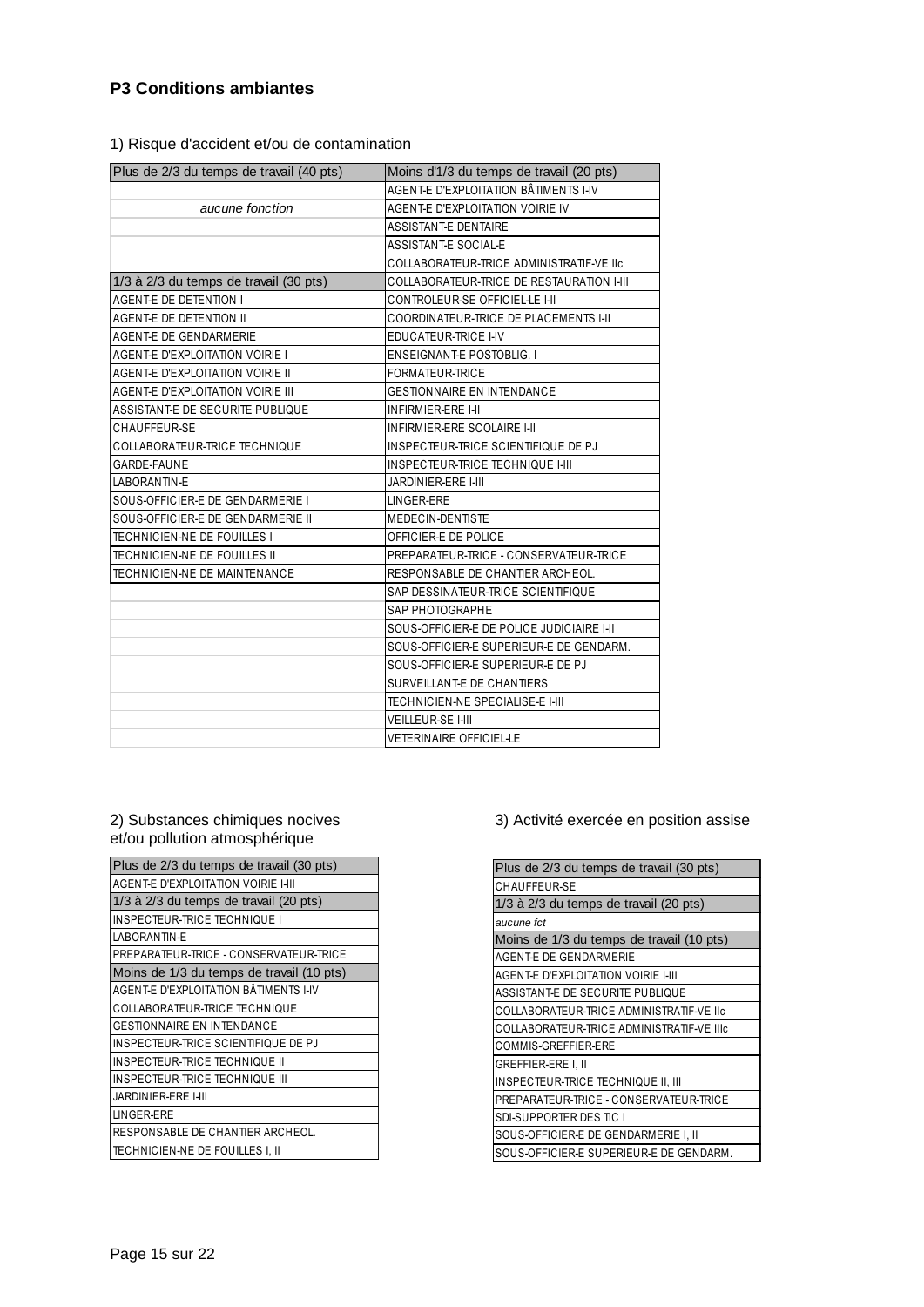### P3 Conditions ambiantes

1) Risque d'accident et/ou de contamination

| Plus de 2/3 du temps de travail (40 pts) | Moins d'1/3 du temps de travail (20 pts) |
|---|---|
| | AGENT-E D'EXPLOITATION BÂTIMENTS I-IV |
| *aucune fonction* | AGENT-E D'EXPLOITATION VOIRIE IV |
| | ASSISTANT-E DENTAIRE |
| | ASSISTANT-E SOCIAL-E |
| | COLLABORATEUR-TRICE ADMINISTRATIF-VE IIc |
| **1/3 à 2/3 du temps de travail (30 pts)** | COLLABORATEUR-TRICE DE RESTAURATION I-III |
| AGENT-E DE DETENTION I | CONTROLEUR-SE OFFICIEL-LE I-II |
| AGENT-E DE DETENTION II | COORDINATEUR-TRICE DE PLACEMENTS I-II |
| AGENT-E DE GENDARMERIE | EDUCATEUR-TRICE I-IV |
| AGENT-E D'EXPLOITATION VOIRIE I | ENSEIGNANT-E POSTOBLIG. I |
| AGENT-E D'EXPLOITATION VOIRIE II | FORMATEUR-TRICE |
| AGENT-E D'EXPLOITATION VOIRIE III | GESTIONNAIRE EN INTENDANCE |
| ASSISTANT-E DE SECURITE PUBLIQUE | INFIRMIER-ERE I-II |
| CHAUFFEUR-SE | INFIRMIER-ERE SCOLAIRE I-II |
| COLLABORATEUR-TRICE TECHNIQUE | INSPECTEUR-TRICE SCIENTIFIQUE DE PJ |
| GARDE-FAUNE | INSPECTEUR-TRICE TECHNIQUE I-III |
| LABORANTIN-E | JARDINIER-ERE I-III |
| SOUS-OFFICIER-E DE GENDARMERIE I | LINGER-ERE |
| SOUS-OFFICIER-E DE GENDARMERIE II | MEDECIN-DENTISTE |
| TECHNICIEN-NE DE FOUILLES I | OFFICIER-E DE POLICE |
| TECHNICIEN-NE DE FOUILLES II | PREPARATEUR-TRICE - CONSERVATEUR-TRICE |
| TECHNICIEN-NE DE MAINTENANCE | RESPONSABLE DE CHANTIER ARCHEOL. |
| | SAP DESSINATEUR-TRICE SCIENTIFIQUE |
| | SAP PHOTOGRAPHE |
| | SOUS-OFFICIER-E DE POLICE JUDICIAIRE I-II |
| | SOUS-OFFICIER-E SUPERIEUR-E DE GENDARM. |
| | SOUS-OFFICIER-E SUPERIEUR-E DE PJ |
| | SURVEILLANT-E DE CHANTIERS |
| | TECHNICIEN-NE SPECIALISE-E I-III |
| | VEILLEUR-SE I-III |
| | VETERINAIRE OFFICIEL-LE |

2) Substances chimiques nocives et/ou pollution atmosphérique

| Plus de 2/3 du temps de travail (30 pts) |
|---|
| AGENT-E D'EXPLOITATION VOIRIE I-III |
| **1/3 à 2/3 du temps de travail (20 pts)** |
| INSPECTEUR-TRICE TECHNIQUE I |
| LABORANTIN-E |
| PREPARATEUR-TRICE - CONSERVATEUR-TRICE |
| **Moins de 1/3 du temps de travail (10 pts)** |
| AGENT-E D'EXPLOITATION BÂTIMENTS I-IV |
| COLLABORATEUR-TRICE TECHNIQUE |
| GESTIONNAIRE EN INTENDANCE |
| INSPECTEUR-TRICE SCIENTIFIQUE DE PJ |
| INSPECTEUR-TRICE TECHNIQUE II |
| INSPECTEUR-TRICE TECHNIQUE III |
| JARDINIER-ERE I-III |
| LINGER-ERE |
| RESPONSABLE DE CHANTIER ARCHEOL. |
| TECHNICIEN-NE DE FOUILLES I, II |

3) Activité exercée en position assise

| Plus de 2/3 du temps de travail (30 pts) |
|---|
| CHAUFFEUR-SE |
| **1/3 à 2/3 du temps de travail (20 pts)** |
| *aucune fct* |
| **Moins de 1/3 du temps de travail (10 pts)** |
| AGENT-E DE GENDARMERIE |
| AGENT-E D'EXPLOITATION VOIRIE I-III |
| ASSISTANT-E DE SECURITE PUBLIQUE |
| COLLABORATEUR-TRICE ADMINISTRATIF-VE IIc |
| COLLABORATEUR-TRICE ADMINISTRATIF-VE IIIc |
| COMMIS-GREFFIER-ERE |
| GREFFIER-ERE I, II |
| INSPECTEUR-TRICE TECHNIQUE II, III |
| PREPARATEUR-TRICE - CONSERVATEUR-TRICE |
| SDI-SUPPORTER DES TIC I |
| SOUS-OFFICIER-E DE GENDARMERIE I, II |
| SOUS-OFFICIER-E SUPERIEUR-E DE GENDARM. |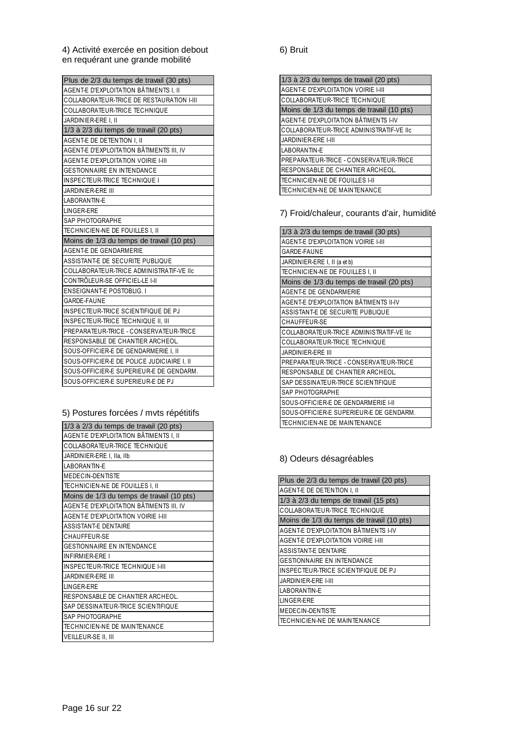4) Activité exercée en position debout en requérant une grande mobilité

| Plus de 2/3 du temps de travail (30 pts) |
|---|
| AGENT-E D'EXPLOITATION BÂTIMENTS I, II |
| COLLABORATEUR-TRICE DE RESTAURATION I-III |
| COLLABORATEUR-TRICE TECHNIQUE |
| JARDINIER-ERE I, II |
| **1/3 à 2/3 du temps de travail (20 pts)** |
| AGENT-E DE DETENTION I, II |
| AGENT-E D'EXPLOITATION BÂTIMENTS III, IV |
| AGENT-E D'EXPLOITATION VOIRIE I-III |
| GESTIONNAIRE EN INTENDANCE |
| INSPECTEUR-TRICE TECHNIQUE I |
| JARDINIER-ERE III |
| LABORANTIN-E |
| LINGER-ERE |
| SAP PHOTOGRAPHE |
| TECHNICIEN-NE DE FOUILLES I, II |
| **Moins de 1/3 du temps de travail (10 pts)** |
| AGENT-E DE GENDARMERIE |
| ASSISTANT-E DE SECURITE PUBLIQUE |
| COLLABORATEUR-TRICE ADMINISTRATIF-VE IIc |
| CONTRÔLEUR-SE OFFICIEL-LE I-II |
| ENSEIGNANT-E POSTOBLIG. I |
| GARDE-FAUNE |
| INSPECTEUR-TRICE SCIENTIFIQUE DE PJ |
| INSPECTEUR-TRICE TECHNIQUE II, III |
| PREPARATEUR-TRICE - CONSERVATEUR-TRICE |
| RESPONSABLE DE CHANTIER ARCHEOL. |
| SOUS-OFFICIER-E DE GENDARMERIE I, II |
| SOUS-OFFICIER-E DE POLICE JUDICIAIRE I, II |
| SOUS-OFFICIER-E SUPERIEUR-E DE GENDARM. |
| SOUS-OFFICIER-E SUPERIEUR-E DE PJ |

5) Postures forcées / mvts répétitifs

| 1/3 à 2/3 du temps de travail (20 pts) |
|---|
| AGENT-E D'EXPLOITATION BÂTIMENTS I, II |
| COLLABORATEUR-TRICE TECHNIQUE |
| JARDINIER-ERE I, IIa, IIb |
| LABORANTIN-E |
| MEDECIN-DENTISTE |
| TECHNICIEN-NE DE FOUILLES I, II |
| **Moins de 1/3 du temps de travail (10 pts)** |
| AGENT-E D'EXPLOITATION BÂTIMENTS III, IV |
| AGENT-E D'EXPLOITATION VOIRIE I-III |
| ASSISTANT-E DENTAIRE |
| CHAUFFEUR-SE |
| GESTIONNAIRE EN INTENDANCE |
| INFIRMIER-ERE I |
| INSPECTEUR-TRICE TECHNIQUE I-III |
| JARDINIER-ERE III |
| LINGER-ERE |
| RESPONSABLE DE CHANTIER ARCHEOL. |
| SAP DESSINATEUR-TRICE SCIENTIFIQUE |
| SAP PHOTOGRAPHE |
| TECHNICIEN-NE DE MAINTENANCE |
| VEILLEUR-SE II, III |

6) Bruit

| 1/3 à 2/3 du temps de travail (20 pts) |
|---|
| AGENT-E D'EXPLOITATION VOIRIE I-III |
| COLLABORATEUR-TRICE TECHNIQUE |
| **Moins de 1/3 du temps de travail (10 pts)** |
| AGENT-E D'EXPLOITATION BÂTIMENTS I-IV |
| COLLABORATEUR-TRICE ADMINISTRATIF-VE IIc |
| JARDINIER-ERE I-III |
| LABORANTIN-E |
| PREPARATEUR-TRICE - CONSERVATEUR-TRICE |
| RESPONSABLE DE CHANTIER ARCHEOL. |
| TECHNICIEN-NE DE FOUILLES I-II |
| TECHNICIEN-NE DE MAINTENANCE |

7) Froid/chaleur, courants d'air, humidité

| 1/3 à 2/3 du temps de travail (30 pts) |
|---|
| AGENT-E D'EXPLOITATION VOIRIE I-III |
| GARDE-FAUNE |
| JARDINIER-ERE I, II (a et b) |
| TECHNICIEN-NE DE FOUILLES I, II |
| **Moins de 1/3 du temps de travail (20 pts)** |
| AGENT-E DE GENDARMERIE |
| AGENT-E D'EXPLOITATION BÂTIMENTS II-IV |
| ASSISTANT-E DE SECURITE PUBLIQUE |
| CHAUFFEUR-SE |
| COLLABORATEUR-TRICE ADMINISTRATIF-VE IIc |
| COLLABORATEUR-TRICE TECHNIQUE |
| JARDINIER-ERE III |
| PREPARATEUR-TRICE - CONSERVATEUR-TRICE |
| RESPONSABLE DE CHANTIER ARCHEOL. |
| SAP DESSINATEUR-TRICE SCIENTIFIQUE |
| SAP PHOTOGRAPHE |
| SOUS-OFFICIER-E DE GENDARMERIE I-II |
| SOUS-OFFICIER-E SUPERIEUR-E DE GENDARM. |
| TECHNICIEN-NE DE MAINTENANCE |

8) Odeurs désagréables

| Plus de 2/3 du temps de travail (20 pts) |
|---|
| AGENT-E DE DETENTION I, II |
| **1/3 à 2/3 du temps de travail (15 pts)** |
| COLLABORATEUR-TRICE TECHNIQUE |
| **Moins de 1/3 du temps de travail (10 pts)** |
| AGENT-E D'EXPLOITATION BÂTIMENTS I-IV |
| AGENT-E D'EXPLOITATION VOIRIE I-III |
| ASSISTANT-E DENTAIRE |
| GESTIONNAIRE EN INTENDANCE |
| INSPECTEUR-TRICE SCIENTIFIQUE DE PJ |
| JARDINIER-ERE I-III |
| LABORANTIN-E |
| LINGER-ERE |
| MEDECIN-DENTISTE |
| TECHNICIEN-NE DE MAINTENANCE |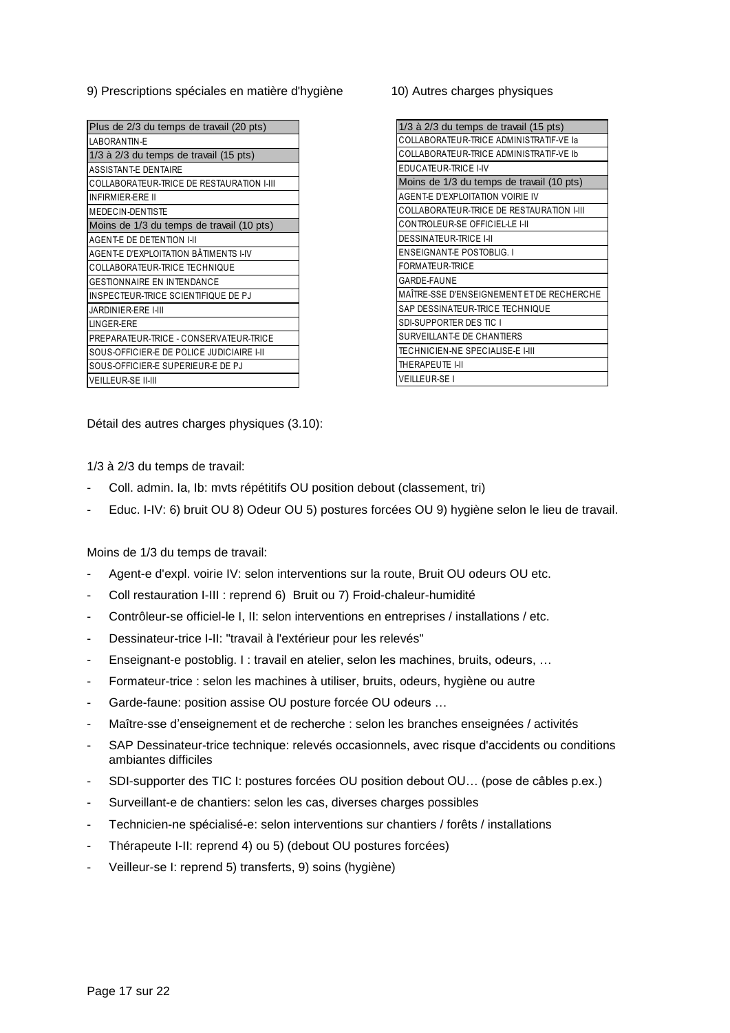9) Prescriptions spéciales en matière d'hygiène

| |
|---|
| Plus de 2/3 du temps de travail (20 pts) |
| LABORANTIN-E |
| 1/3 à 2/3 du temps de travail (15 pts) |
| ASSISTANT-E DENTAIRE |
| COLLABORATEUR-TRICE DE RESTAURATION I-III |
| INFIRMIER-ERE II |
| MEDECIN-DENTISTE |
| Moins de 1/3 du temps de travail (10 pts) |
| AGENT-E DE DETENTION I-II |
| AGENT-E D'EXPLOITATION BÂTIMENTS I-IV |
| COLLABORATEUR-TRICE TECHNIQUE |
| GESTIONNAIRE EN INTENDANCE |
| INSPECTEUR-TRICE SCIENTIFIQUE DE PJ |
| JARDINIER-ERE I-III |
| LINGER-ERE |
| PREPARATEUR-TRICE - CONSERVATEUR-TRICE |
| SOUS-OFFICIER-E DE POLICE JUDICIAIRE I-II |
| SOUS-OFFICIER-E SUPERIEUR-E DE PJ |
| VEILLEUR-SE II-III |

10) Autres charges physiques

| |
|---|
| 1/3 à 2/3 du temps de travail (15 pts) |
| COLLABORATEUR-TRICE ADMINISTRATIF-VE Ia |
| COLLABORATEUR-TRICE ADMINISTRATIF-VE Ib |
| EDUCATEUR-TRICE I-IV |
| Moins de 1/3 du temps de travail (10 pts) |
| AGENT-E D'EXPLOITATION VOIRIE IV |
| COLLABORATEUR-TRICE DE RESTAURATION I-III |
| CONTROLEUR-SE OFFICIEL-LE I-II |
| DESSINATEUR-TRICE I-II |
| ENSEIGNANT-E POSTOBLIG. I |
| FORMATEUR-TRICE |
| GARDE-FAUNE |
| MAÎTRE-SSE D'ENSEIGNEMENT ET DE RECHERCHE |
| SAP DESSINATEUR-TRICE TECHNIQUE |
| SDI-SUPPORTER DES TIC I |
| SURVEILLANT-E DE CHANTIERS |
| TECHNICIEN-NE SPECIALISE-E I-III |
| THERAPEUTE I-II |
| VEILLEUR-SE I |

Détail des autres charges physiques (3.10):

1/3 à 2/3 du temps de travail:

- Coll. admin. Ia, Ib: mvts répétitifs OU position debout (classement, tri)
- Educ. I-IV: 6) bruit OU 8) Odeur OU 5) postures forcées OU 9) hygiène selon le lieu de travail.

Moins de 1/3 du temps de travail:

- Agent-e d'expl. voirie IV: selon interventions sur la route, Bruit OU odeurs OU etc.
- Coll restauration I-III : reprend 6) Bruit ou 7) Froid-chaleur-humidité
- Contrôleur-se officiel-le I, II: selon interventions en entreprises / installations / etc.
- Dessinateur-trice I-II: "travail à l'extérieur pour les relevés"
- Enseignant-e postoblig. I : travail en atelier, selon les machines, bruits, odeurs, …
- Formateur-trice : selon les machines à utiliser, bruits, odeurs, hygiène ou autre
- Garde-faune: position assise OU posture forcée OU odeurs …
- Maître-sse d'enseignement et de recherche : selon les branches enseignées / activités
- SAP Dessinateur-trice technique: relevés occasionnels, avec risque d'accidents ou conditions ambiantes difficiles
- SDI-supporter des TIC I: postures forcées OU position debout OU… (pose de câbles p.ex.)
- Surveillant-e de chantiers: selon les cas, diverses charges possibles
- Technicien-ne spécialisé-e: selon interventions sur chantiers / forêts / installations
- Thérapeute I-II: reprend 4) ou 5) (debout OU postures forcées)
- Veilleur-se I: reprend 5) transferts, 9) soins (hygiène)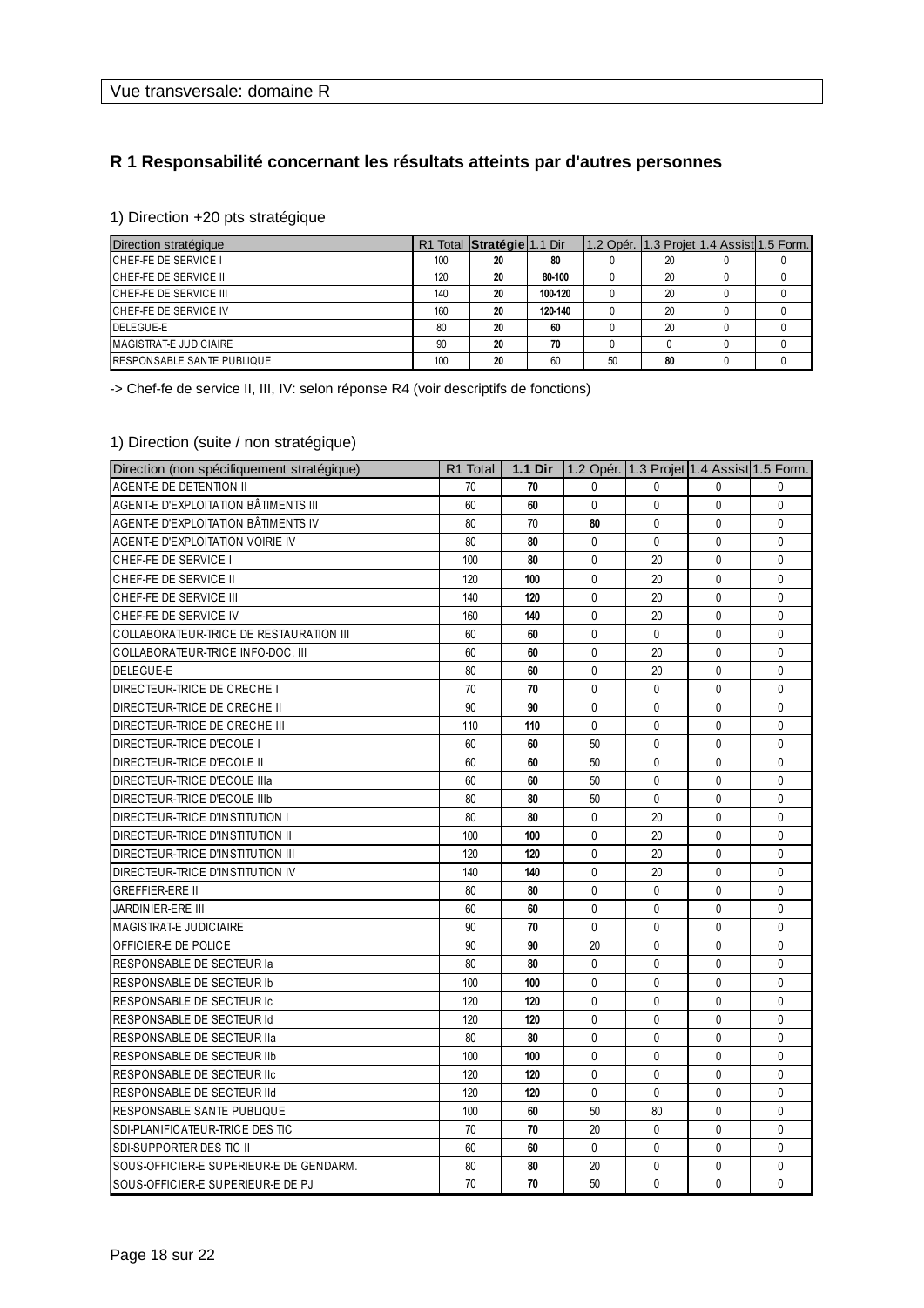Vue transversale: domaine R

## R 1 Responsabilité concernant les résultats atteints par d'autres personnes

1) Direction +20 pts stratégique

| Direction stratégique | R1 Total | **Stratégie** | 1.1 Dir | 1.2 Opér. | 1.3 Projet | 1.4 Assist | 1.5 Form. |
|---|---|---|---|---|---|---|---|
| CHEF-FE DE SERVICE I | 100 | **20** | **80** | 0 | 20 | 0 | 0 |
| CHEF-FE DE SERVICE II | 120 | **20** | **80-100** | 0 | 20 | 0 | 0 |
| CHEF-FE DE SERVICE III | 140 | **20** | **100-120** | 0 | 20 | 0 | 0 |
| CHEF-FE DE SERVICE IV | 160 | **20** | **120-140** | 0 | 20 | 0 | 0 |
| DELEGUE-E | 80 | **20** | **60** | 0 | 20 | 0 | 0 |
| MAGISTRAT-E JUDICIAIRE | 90 | **20** | **70** | 0 | 0 | 0 | 0 |
| RESPONSABLE SANTE PUBLIQUE | 100 | **20** | 60 | 50 | **80** | 0 | 0 |

-> Chef-fe de service II, III, IV: selon réponse R4 (voir descriptifs de fonctions)

1) Direction (suite / non stratégique)

| Direction (non spécifiquement stratégique) | R1 Total | **1.1 Dir** | 1.2 Opér. | 1.3 Projet | 1.4 Assist | 1.5 Form. |
|---|---|---|---|---|---|---|
| AGENT-E DE DETENTION II | 70 | **70** | 0 | 0 | 0 | 0 |
| AGENT-E D'EXPLOITATION BÂTIMENTS III | 60 | **60** | 0 | 0 | 0 | 0 |
| AGENT-E D'EXPLOITATION BÂTIMENTS IV | 80 | 70 | **80** | 0 | 0 | 0 |
| AGENT-E D'EXPLOITATION VOIRIE IV | 80 | **80** | 0 | 0 | 0 | 0 |
| CHEF-FE DE SERVICE I | 100 | **80** | 0 | 20 | 0 | 0 |
| CHEF-FE DE SERVICE II | 120 | **100** | 0 | 20 | 0 | 0 |
| CHEF-FE DE SERVICE III | 140 | **120** | 0 | 20 | 0 | 0 |
| CHEF-FE DE SERVICE IV | 160 | **140** | 0 | 20 | 0 | 0 |
| COLLABORATEUR-TRICE DE RESTAURATION III | 60 | **60** | 0 | 0 | 0 | 0 |
| COLLABORATEUR-TRICE INFO-DOC. III | 60 | **60** | 0 | 20 | 0 | 0 |
| DELEGUE-E | 80 | **60** | 0 | 20 | 0 | 0 |
| DIRECTEUR-TRICE DE CRECHE I | 70 | **70** | 0 | 0 | 0 | 0 |
| DIRECTEUR-TRICE DE CRECHE II | 90 | **90** | 0 | 0 | 0 | 0 |
| DIRECTEUR-TRICE DE CRECHE III | 110 | **110** | 0 | 0 | 0 | 0 |
| DIRECTEUR-TRICE D'ECOLE I | 60 | **60** | 50 | 0 | 0 | 0 |
| DIRECTEUR-TRICE D'ECOLE II | 60 | **60** | 50 | 0 | 0 | 0 |
| DIRECTEUR-TRICE D'ECOLE IIIa | 60 | **60** | 50 | 0 | 0 | 0 |
| DIRECTEUR-TRICE D'ECOLE IIIb | 80 | **80** | 50 | 0 | 0 | 0 |
| DIRECTEUR-TRICE D'INSTITUTION I | 80 | **80** | 0 | 20 | 0 | 0 |
| DIRECTEUR-TRICE D'INSTITUTION II | 100 | **100** | 0 | 20 | 0 | 0 |
| DIRECTEUR-TRICE D'INSTITUTION III | 120 | **120** | 0 | 20 | 0 | 0 |
| DIRECTEUR-TRICE D'INSTITUTION IV | 140 | **140** | 0 | 20 | 0 | 0 |
| GREFFIER-ERE II | 80 | **80** | 0 | 0 | 0 | 0 |
| JARDINIER-ERE III | 60 | **60** | 0 | 0 | 0 | 0 |
| MAGISTRAT-E JUDICIAIRE | 90 | **70** | 0 | 0 | 0 | 0 |
| OFFICIER-E DE POLICE | 90 | **90** | 20 | 0 | 0 | 0 |
| RESPONSABLE DE SECTEUR Ia | 80 | **80** | 0 | 0 | 0 | 0 |
| RESPONSABLE DE SECTEUR Ib | 100 | **100** | 0 | 0 | 0 | 0 |
| RESPONSABLE DE SECTEUR Ic | 120 | **120** | 0 | 0 | 0 | 0 |
| RESPONSABLE DE SECTEUR Id | 120 | **120** | 0 | 0 | 0 | 0 |
| RESPONSABLE DE SECTEUR IIa | 80 | **80** | 0 | 0 | 0 | 0 |
| RESPONSABLE DE SECTEUR IIb | 100 | **100** | 0 | 0 | 0 | 0 |
| RESPONSABLE DE SECTEUR IIc | 120 | **120** | 0 | 0 | 0 | 0 |
| RESPONSABLE DE SECTEUR IId | 120 | **120** | 0 | 0 | 0 | 0 |
| RESPONSABLE SANTE PUBLIQUE | 100 | **60** | 50 | 80 | 0 | 0 |
| SDI-PLANIFICATEUR-TRICE DES TIC | 70 | **70** | 20 | 0 | 0 | 0 |
| SDI-SUPPORTER DES TIC II | 60 | **60** | 0 | 0 | 0 | 0 |
| SOUS-OFFICIER-E SUPERIEUR-E DE GENDARM. | 80 | **80** | 20 | 0 | 0 | 0 |
| SOUS-OFFICIER-E SUPERIEUR-E DE PJ | 70 | **70** | 50 | 0 | 0 | 0 |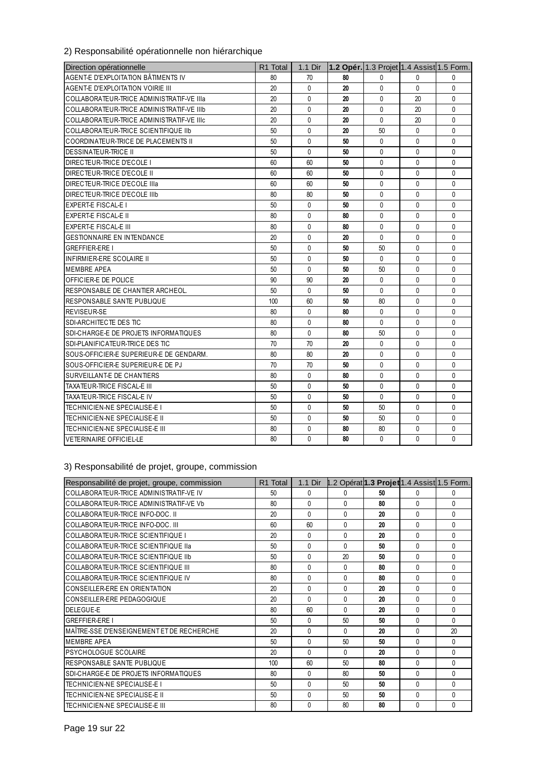2) Responsabilité opérationnelle non hiérarchique

| Direction opérationnelle | R1 Total | 1.1 Dir | **1.2 Opér.** | 1.3 Projet | 1.4 Assist | 1.5 Form. |
|---|---|---|---|---|---|---|
| AGENT-E D'EXPLOITATION BÂTIMENTS IV | 80 | 70 | **80** | 0 | 0 | 0 |
| AGENT-E D'EXPLOITATION VOIRIE III | 20 | 0 | **20** | 0 | 0 | 0 |
| COLLABORATEUR-TRICE ADMINISTRATIF-VE IIIa | 20 | 0 | **20** | 0 | 20 | 0 |
| COLLABORATEUR-TRICE ADMINISTRATIF-VE IIIb | 20 | 0 | **20** | 0 | 20 | 0 |
| COLLABORATEUR-TRICE ADMINISTRATIF-VE IIIc | 20 | 0 | **20** | 0 | 20 | 0 |
| COLLABORATEUR-TRICE SCIENTIFIQUE IIb | 50 | 0 | **20** | 50 | 0 | 0 |
| COORDINATEUR-TRICE DE PLACEMENTS II | 50 | 0 | **50** | 0 | 0 | 0 |
| DESSINATEUR-TRICE II | 50 | 0 | **50** | 0 | 0 | 0 |
| DIRECTEUR-TRICE D'ECOLE I | 60 | 60 | **50** | 0 | 0 | 0 |
| DIRECTEUR-TRICE D'ECOLE II | 60 | 60 | **50** | 0 | 0 | 0 |
| DIRECTEUR-TRICE D'ECOLE IIIa | 60 | 60 | **50** | 0 | 0 | 0 |
| DIRECTEUR-TRICE D'ECOLE IIIb | 80 | 80 | **50** | 0 | 0 | 0 |
| EXPERT-E FISCAL-E I | 50 | 0 | **50** | 0 | 0 | 0 |
| EXPERT-E FISCAL-E II | 80 | 0 | **80** | 0 | 0 | 0 |
| EXPERT-E FISCAL-E III | 80 | 0 | **80** | 0 | 0 | 0 |
| GESTIONNAIRE EN INTENDANCE | 20 | 0 | **20** | 0 | 0 | 0 |
| GREFFIER-ERE I | 50 | 0 | **50** | 50 | 0 | 0 |
| INFIRMIER-ERE SCOLAIRE II | 50 | 0 | **50** | 0 | 0 | 0 |
| MEMBRE APEA | 50 | 0 | **50** | 50 | 0 | 0 |
| OFFICIER-E DE POLICE | 90 | 90 | **20** | 0 | 0 | 0 |
| RESPONSABLE DE CHANTIER ARCHEOL. | 50 | 0 | **50** | 0 | 0 | 0 |
| RESPONSABLE SANTE PUBLIQUE | 100 | 60 | **50** | 80 | 0 | 0 |
| REVISEUR-SE | 80 | 0 | **80** | 0 | 0 | 0 |
| SDI-ARCHITECTE DES TIC | 80 | 0 | **80** | 0 | 0 | 0 |
| SDI-CHARGE-E DE PROJETS INFORMATIQUES | 80 | 0 | **80** | 50 | 0 | 0 |
| SDI-PLANIFICATEUR-TRICE DES TIC | 70 | 70 | **20** | 0 | 0 | 0 |
| SOUS-OFFICIER-E SUPERIEUR-E DE GENDARM. | 80 | 80 | **20** | 0 | 0 | 0 |
| SOUS-OFFICIER-E SUPERIEUR-E DE PJ | 70 | 70 | **50** | 0 | 0 | 0 |
| SURVEILLANT-E DE CHANTIERS | 80 | 0 | **80** | 0 | 0 | 0 |
| TAXATEUR-TRICE FISCAL-E III | 50 | 0 | **50** | 0 | 0 | 0 |
| TAXATEUR-TRICE FISCAL-E IV | 50 | 0 | **50** | 0 | 0 | 0 |
| TECHNICIEN-NE SPECIALISE-E I | 50 | 0 | **50** | 50 | 0 | 0 |
| TECHNICIEN-NE SPECIALISE-E II | 50 | 0 | **50** | 50 | 0 | 0 |
| TECHNICIEN-NE SPECIALISE-E III | 80 | 0 | **80** | 80 | 0 | 0 |
| VETERINAIRE OFFICIEL-LE | 80 | 0 | **80** | 0 | 0 | 0 |

3) Responsabilité de projet, groupe, commission

| Responsabilité de projet, groupe, commission | R1 Total | 1.1 Dir | 1.2 Opérat | **1.3 Projet** | 1.4 Assist | 1.5 Form. |
|---|---|---|---|---|---|---|
| COLLABORATEUR-TRICE ADMINISTRATIF-VE IV | 50 | 0 | 0 | **50** | 0 | 0 |
| COLLABORATEUR-TRICE ADMINISTRATIF-VE Vb | 80 | 0 | 0 | **80** | 0 | 0 |
| COLLABORATEUR-TRICE INFO-DOC. II | 20 | 0 | 0 | **20** | 0 | 0 |
| COLLABORATEUR-TRICE INFO-DOC. III | 60 | 60 | 0 | **20** | 0 | 0 |
| COLLABORATEUR-TRICE SCIENTIFIQUE I | 20 | 0 | 0 | **20** | 0 | 0 |
| COLLABORATEUR-TRICE SCIENTIFIQUE IIa | 50 | 0 | 0 | **50** | 0 | 0 |
| COLLABORATEUR-TRICE SCIENTIFIQUE IIb | 50 | 0 | 20 | **50** | 0 | 0 |
| COLLABORATEUR-TRICE SCIENTIFIQUE III | 80 | 0 | 0 | **80** | 0 | 0 |
| COLLABORATEUR-TRICE SCIENTIFIQUE IV | 80 | 0 | 0 | **80** | 0 | 0 |
| CONSEILLER-ERE EN ORIENTATION | 20 | 0 | 0 | **20** | 0 | 0 |
| CONSEILLER-ERE PEDAGOGIQUE | 20 | 0 | 0 | **20** | 0 | 0 |
| DELEGUE-E | 80 | 60 | 0 | **20** | 0 | 0 |
| GREFFIER-ERE I | 50 | 0 | 50 | **50** | 0 | 0 |
| MAÎTRE-SSE D'ENSEIGNEMENT ET DE RECHERCHE | 20 | 0 | 0 | **20** | 0 | 20 |
| MEMBRE APEA | 50 | 0 | 50 | **50** | 0 | 0 |
| PSYCHOLOGUE SCOLAIRE | 20 | 0 | 0 | **20** | 0 | 0 |
| RESPONSABLE SANTE PUBLIQUE | 100 | 60 | 50 | **80** | 0 | 0 |
| SDI-CHARGE-E DE PROJETS INFORMATIQUES | 80 | 0 | 80 | **50** | 0 | 0 |
| TECHNICIEN-NE SPECIALISE-E I | 50 | 0 | 50 | **50** | 0 | 0 |
| TECHNICIEN-NE SPECIALISE-E II | 50 | 0 | 50 | **50** | 0 | 0 |
| TECHNICIEN-NE SPECIALISE-E III | 80 | 0 | 80 | **80** | 0 | 0 |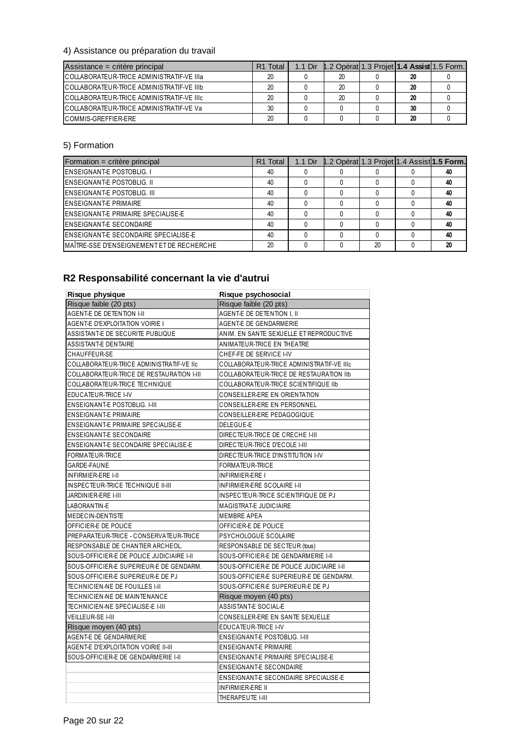4) Assistance ou préparation du travail

| Assistance = critère principal | R1 Total | 1.1 Dir | 1.2 Opérat | 1.3 Projet | **1.4 Assist** | 1.5 Form. |
|---|---|---|---|---|---|---|
| COLLABORATEUR-TRICE ADMINISTRATIF-VE IIIa | 20 | 0 | 20 | 0 | **20** | 0 |
| COLLABORATEUR-TRICE ADMINISTRATIF-VE IIIb | 20 | 0 | 20 | 0 | **20** | 0 |
| COLLABORATEUR-TRICE ADMINISTRATIF-VE IIIc | 20 | 0 | 20 | 0 | **20** | 0 |
| COLLABORATEUR-TRICE ADMINISTRATIF-VE Va | 30 | 0 | 0 | 0 | **30** | 0 |
| COMMIS-GREFFIER-ERE | 20 | 0 | 0 | 0 | **20** | 0 |

5) Formation

| Formation = critère principal | R1 Total | 1.1 Dir | 1.2 Opérat | 1.3 Projet | 1.4 Assist | **1.5 Form.** |
|---|---|---|---|---|---|---|
| ENSEIGNANT-E POSTOBLIG. I | 40 | 0 | 0 | 0 | 0 | **40** |
| ENSEIGNANT-E POSTOBLIG. II | 40 | 0 | 0 | 0 | 0 | **40** |
| ENSEIGNANT-E POSTOBLIG. III | 40 | 0 | 0 | 0 | 0 | **40** |
| ENSEIGNANT-E PRIMAIRE | 40 | 0 | 0 | 0 | 0 | **40** |
| ENSEIGNANT-E PRIMAIRE SPECIALISE-E | 40 | 0 | 0 | 0 | 0 | **40** |
| ENSEIGNANT-E SECONDAIRE | 40 | 0 | 0 | 0 | 0 | **40** |
| ENSEIGNANT-E SECONDAIRE SPECIALISE-E | 40 | 0 | 0 | 0 | 0 | **40** |
| MAÎTRE-SSE D'ENSEIGNEMENT ET DE RECHERCHE | 20 | 0 | 0 | 20 | 0 | **20** |

## R2 Responsabilité concernant la vie d'autrui

| **Risque physique** | **Risque psychosocial** |
|---|---|
| Risque faible (20 pts) | Risque faible (20 pts) |
| AGENT-E DE DETENTION I-II | AGENT-E DE DETENTION I, II |
| AGENT-E D'EXPLOITATION VOIRIE I | AGENT-E DE GENDARMERIE |
| ASSISTANT-E DE SECURITE PUBLIQUE | ANIM. EN SANTE SEXUELLE ET REPRODUCTIVE |
| ASSISTANT-E DENTAIRE | ANIMATEUR-TRICE EN THEATRE |
| CHAUFFEUR-SE | CHEF-FE DE SERVICE I-IV |
| COLLABORATEUR-TRICE ADMINISTRATIF-VE IIc | COLLABORATEUR-TRICE ADMINISTRATIF-VE IIIc |
| COLLABORATEUR-TRICE DE RESTAURATION I-III | COLLABORATEUR-TRICE DE RESTAURATION IIb |
| COLLABORATEUR-TRICE TECHNIQUE | COLLABORATEUR-TRICE SCIENTIFIQUE IIb |
| EDUCATEUR-TRICE I-IV | CONSEILLER-ERE EN ORIENTATION |
| ENSEIGNANT-E POSTOBLIG. I-III | CONSEILLER-ERE EN PERSONNEL |
| ENSEIGNANT-E PRIMAIRE | CONSEILLER-ERE PEDAGOGIQUE |
| ENSEIGNANT-E PRIMAIRE SPECIALISE-E | DELEGUE-E |
| ENSEIGNANT-E SECONDAIRE | DIRECTEUR-TRICE DE CRECHE I-III |
| ENSEIGNANT-E SECONDAIRE SPECIALISE-E | DIRECTEUR-TRICE D'ECOLE I-III |
| FORMATEUR-TRICE | DIRECTEUR-TRICE D'INSTITUTION I-IV |
| GARDE-FAUNE | FORMATEUR-TRICE |
| INFIRMIER-ERE I-II | INFIRMIER-ERE I |
| INSPECTEUR-TRICE TECHNIQUE II-III | INFIRMIER-ERE SCOLAIRE I-II |
| JARDINIER-ERE I-III | INSPECTEUR-TRICE SCIENTIFIQUE DE PJ |
| LABORANTIN-E | MAGISTRAT-E JUDICIAIRE |
| MEDECIN-DENTISTE | MEMBRE APEA |
| OFFICIER-E DE POLICE | OFFICIER-E DE POLICE |
| PREPARATEUR-TRICE - CONSERVATEUR-TRICE | PSYCHOLOGUE SCOLAIRE |
| RESPONSABLE DE CHANTIER ARCHEOL. | RESPONSABLE DE SECTEUR (tous) |
| SOUS-OFFICIER-E DE POLICE JUDICIAIRE I-II | SOUS-OFFICIER-E DE GENDARMERIE I-II |
| SOUS-OFFICIER-E SUPERIEUR-E DE GENDARM. | SOUS-OFFICIER-E DE POLICE JUDICIAIRE I-II |
| SOUS-OFFICIER-E SUPERIEUR-E DE PJ | SOUS-OFFICIER-E SUPERIEUR-E DE GENDARM. |
| TECHNICIEN-NE DE FOUILLES I-II | SOUS-OFFICIER-E SUPERIEUR-E DE PJ |
| TECHNICIEN-NE DE MAINTENANCE | Risque moyen (40 pts) |
| TECHNICIEN-NE SPECIALISE-E I-III | ASSISTANT-E SOCIAL-E |
| VEILLEUR-SE I-III | CONSEILLER-ERE EN SANTE SEXUELLE |
| Risque moyen (40 pts) | EDUCATEUR-TRICE I-IV |
| AGENT-E DE GENDARMERIE | ENSEIGNANT-E POSTOBLIG. I-III |
| AGENT-E D'EXPLOITATION VOIRIE II-III | ENSEIGNANT-E PRIMAIRE |
| SOUS-OFFICIER-E DE GENDARMERIE I-II | ENSEIGNANT-E PRIMAIRE SPECIALISE-E |
| | ENSEIGNANT-E SECONDAIRE |
| | ENSEIGNANT-E SECONDAIRE SPECIALISE-E |
| | INFIRMIER-ERE II |
| | THERAPEUTE I-III |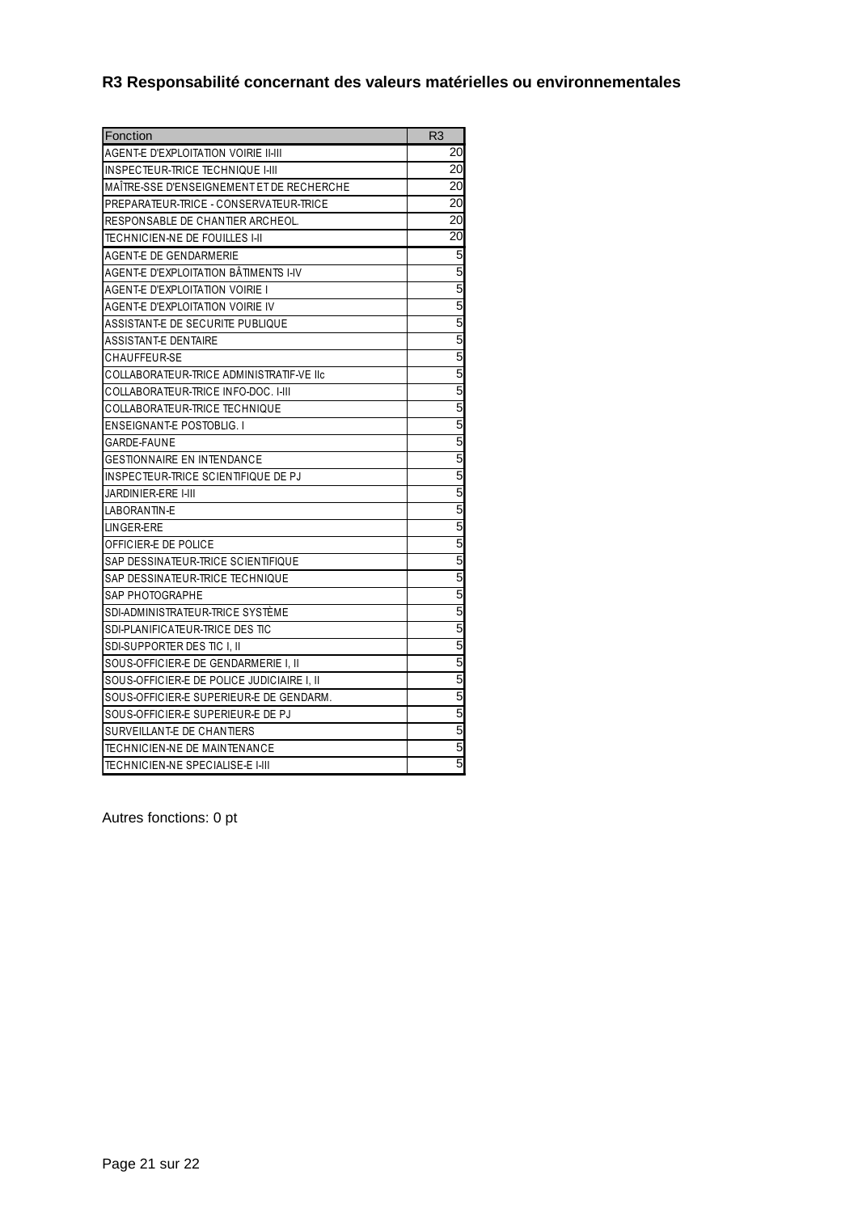## R3 Responsabilité concernant des valeurs matérielles ou environnementales

| Fonction | R3 |
| --- | --- |
| AGENT-E D'EXPLOITATION VOIRIE II-III | 20 |
| INSPECTEUR-TRICE TECHNIQUE I-III | 20 |
| MAÎTRE-SSE D'ENSEIGNEMENT ET DE RECHERCHE | 20 |
| PREPARATEUR-TRICE - CONSERVATEUR-TRICE | 20 |
| RESPONSABLE DE CHANTIER ARCHEOL. | 20 |
| TECHNICIEN-NE DE FOUILLES I-II | 20 |
| AGENT-E DE GENDARMERIE | 5 |
| AGENT-E D'EXPLOITATION BÂTIMENTS I-IV | 5 |
| AGENT-E D'EXPLOITATION VOIRIE I | 5 |
| AGENT-E D'EXPLOITATION VOIRIE IV | 5 |
| ASSISTANT-E DE SECURITE PUBLIQUE | 5 |
| ASSISTANT-E DENTAIRE | 5 |
| CHAUFFEUR-SE | 5 |
| COLLABORATEUR-TRICE ADMINISTRATIF-VE IIc | 5 |
| COLLABORATEUR-TRICE INFO-DOC. I-III | 5 |
| COLLABORATEUR-TRICE TECHNIQUE | 5 |
| ENSEIGNANT-E POSTOBLIG. I | 5 |
| GARDE-FAUNE | 5 |
| GESTIONNAIRE EN INTENDANCE | 5 |
| INSPECTEUR-TRICE SCIENTIFIQUE DE PJ | 5 |
| JARDINIER-ERE I-III | 5 |
| LABORANTIN-E | 5 |
| LINGER-ERE | 5 |
| OFFICIER-E DE POLICE | 5 |
| SAP DESSINATEUR-TRICE SCIENTIFIQUE | 5 |
| SAP DESSINATEUR-TRICE TECHNIQUE | 5 |
| SAP PHOTOGRAPHE | 5 |
| SDI-ADMINISTRATEUR-TRICE SYSTÈME | 5 |
| SDI-PLANIFICATEUR-TRICE DES TIC | 5 |
| SDI-SUPPORTER DES TIC I, II | 5 |
| SOUS-OFFICIER-E DE GENDARMERIE I, II | 5 |
| SOUS-OFFICIER-E DE POLICE JUDICIAIRE I, II | 5 |
| SOUS-OFFICIER-E SUPERIEUR-E DE GENDARM. | 5 |
| SOUS-OFFICIER-E SUPERIEUR-E DE PJ | 5 |
| SURVEILLANT-E DE CHANTIERS | 5 |
| TECHNICIEN-NE DE MAINTENANCE | 5 |
| TECHNICIEN-NE SPECIALISE-E I-III | 5 |

Autres fonctions: 0 pt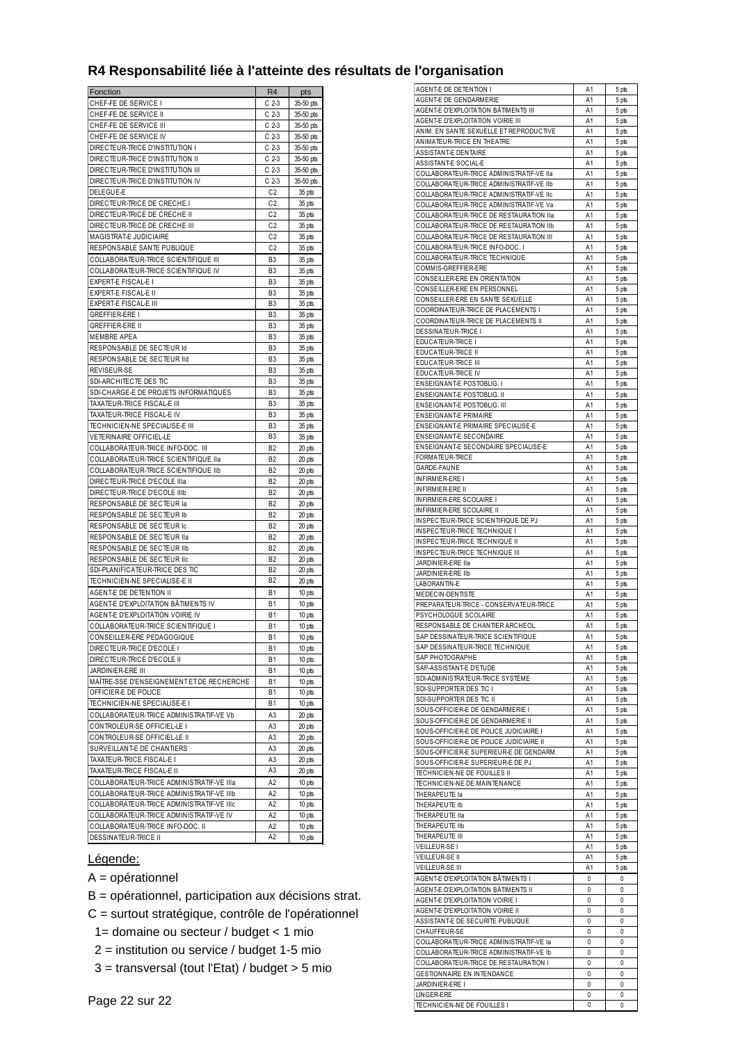## R4 Responsabilité liée à l'atteinte des résultats de l'organisation

| Fonction | R4 | pts |
|---|---|---|
| CHEF-FE DE SERVICE I | C 2-3 | 35-50 pts |
| CHEF-FE DE SERVICE II | C 2-3 | 35-50 pts |
| CHEF-FE DE SERVICE III | C 2-3 | 35-50 pts |
| CHEF-FE DE SERVICE IV | C 2-3 | 35-50 pts |
| DIRECTEUR-TRICE D'INSTITUTION I | C 2-3 | 35-50 pts |
| DIRECTEUR-TRICE D'INSTITUTION II | C 2-3 | 35-50 pts |
| DIRECTEUR-TRICE D'INSTITUTION III | C 2-3 | 35-50 pts |
| DIRECTEUR-TRICE D'INSTITUTION IV | C 2-3 | 35-50 pts |
| DELEGUE-E | C2 | 35 pts |
| DIRECTEUR-TRICE DE CRECHE I | C2 | 35 pts |
| DIRECTEUR-TRICE DE CRECHE II | C2 | 35 pts |
| DIRECTEUR-TRICE DE CRECHE III | C2 | 35 pts |
| MAGISTRAT-E JUDICIAIRE | C2 | 35 pts |
| RESPONSABLE SANTE PUBLIQUE | C2 | 35 pts |
| COLLABORATEUR-TRICE SCIENTIFIQUE III | B3 | 35 pts |
| COLLABORATEUR-TRICE SCIENTIFIQUE IV | B3 | 35 pts |
| EXPERT-E FISCAL-E I | B3 | 35 pts |
| EXPERT-E FISCAL-E II | B3 | 35 pts |
| EXPERT-E FISCAL-E III | B3 | 35 pts |
| GREFFIER-ERE I | B3 | 35 pts |
| GREFFIER-ERE II | B3 | 35 pts |
| MEMBRE APEA | B3 | 35 pts |
| RESPONSABLE DE SECTEUR Id | B3 | 35 pts |
| RESPONSABLE DE SECTEUR IId | B3 | 35 pts |
| REVISEUR-SE | B3 | 35 pts |
| SDI-ARCHITECTE DES TIC | B3 | 35 pts |
| SDI-CHARGE-E DE PROJETS INFORMATIQUES | B3 | 35 pts |
| TAXATEUR-TRICE FISCAL-E III | B3 | 35 pts |
| TAXATEUR-TRICE FISCAL-E IV | B3 | 35 pts |
| TECHNICIEN-NE SPECIALISE-E III | B3 | 35 pts |
| VETERINAIRE OFFICIEL-LE | B3 | 35 pts |
| COLLABORATEUR-TRICE INFO-DOC. III | B2 | 20 pts |
| COLLABORATEUR-TRICE SCIENTIFIQUE IIa | B2 | 20 pts |
| COLLABORATEUR-TRICE SCIENTIFIQUE IIb | B2 | 20 pts |
| DIRECTEUR-TRICE D'ECOLE IIIa | B2 | 20 pts |
| DIRECTEUR-TRICE D'ECOLE IIIb | B2 | 20 pts |
| RESPONSABLE DE SECTEUR Ia | B2 | 20 pts |
| RESPONSABLE DE SECTEUR Ib | B2 | 20 pts |
| RESPONSABLE DE SECTEUR Ic | B2 | 20 pts |
| RESPONSABLE DE SECTEUR IIa | B2 | 20 pts |
| RESPONSABLE DE SECTEUR IIb | B2 | 20 pts |
| RESPONSABLE DE SECTEUR IIc | B2 | 20 pts |
| SDI-PLANIFICATEUR-TRICE DES TIC | B2 | 20 pts |
| TECHNICIEN-NE SPECIALISE-E II | B2 | 20 pts |
| AGENT-E DE DETENTION II | B1 | 10 pts |
| AGENT-E D'EXPLOITATION BÂTIMENTS IV | B1 | 10 pts |
| AGENT-E D'EXPLOITATION VOIRIE IV | B1 | 10 pts |
| COLLABORATEUR-TRICE SCIENTIFIQUE I | B1 | 10 pts |
| CONSEILLER-ERE PEDAGOGIQUE | B1 | 10 pts |
| DIRECTEUR-TRICE D'ECOLE I | B1 | 10 pts |
| DIRECTEUR-TRICE D'ECOLE II | B1 | 10 pts |
| JARDINIER-ERE III | B1 | 10 pts |
| MAÎTRE-SSE D'ENSEIGNEMENT ET DE RECHERCHE | B1 | 10 pts |
| OFFICIER-E DE POLICE | B1 | 10 pts |
| TECHNICIEN-NE SPECIALISE-E I | B1 | 10 pts |
| COLLABORATEUR-TRICE ADMINISTRATIF-VE Vb | A3 | 20 pts |
| CONTROLEUR-SE OFFICIEL-LE I | A3 | 20 pts |
| CONTROLEUR-SE OFFICIEL-LE II | A3 | 20 pts |
| SURVEILLANT-E DE CHANTIERS | A3 | 20 pts |
| TAXATEUR-TRICE FISCAL-E I | A3 | 20 pts |
| TAXATEUR-TRICE FISCAL-E II | A3 | 20 pts |
| COLLABORATEUR-TRICE ADMINISTRATIF-VE IIIa | A2 | 10 pts |
| COLLABORATEUR-TRICE ADMINISTRATIF-VE IIIb | A2 | 10 pts |
| COLLABORATEUR-TRICE ADMINISTRATIF-VE IIIc | A2 | 10 pts |
| COLLABORATEUR-TRICE ADMINISTRATIF-VE IV | A2 | 10 pts |
| COLLABORATEUR-TRICE INFO-DOC. II | A2 | 10 pts |
| DESSINATEUR-TRICE II | A2 | 10 pts |
| AGENT-E DE DETENTION I | A1 | 5 pts |
| AGENT-E DE GENDARMERIE | A1 | 5 pts |
| AGENT-E D'EXPLOITATION BÂTIMENTS III | A1 | 5 pts |
| AGENT-E D'EXPLOITATION VOIRIE III | A1 | 5 pts |
| ANIM. EN SANTE SEXUELLE ET REPRODUCTIVE | A1 | 5 pts |
| ANIMATEUR-TRICE EN THEATRE | A1 | 5 pts |
| ASSISTANT-E DENTAIRE | A1 | 5 pts |
| ASSISTANT-E SOCIAL-E | A1 | 5 pts |
| COLLABORATEUR-TRICE ADMINISTRATIF-VE IIa | A1 | 5 pts |
| COLLABORATEUR-TRICE ADMINISTRATIF-VE IIb | A1 | 5 pts |
| COLLABORATEUR-TRICE ADMINISTRATIF-VE IIc | A1 | 5 pts |
| COLLABORATEUR-TRICE ADMINISTRATIF-VE Va | A1 | 5 pts |
| COLLABORATEUR-TRICE DE RESTAURATION IIa | A1 | 5 pts |
| COLLABORATEUR-TRICE DE RESTAURATION IIb | A1 | 5 pts |
| COLLABORATEUR-TRICE DE RESTAURATION III | A1 | 5 pts |
| COLLABORATEUR-TRICE INFO-DOC. I | A1 | 5 pts |
| COLLABORATEUR-TRICE TECHNIQUE | A1 | 5 pts |
| COMMIS-GREFFIER-ERE | A1 | 5 pts |
| CONSEILLER-ERE EN ORIENTATION | A1 | 5 pts |
| CONSEILLER-ERE EN PERSONNEL | A1 | 5 pts |
| CONSEILLER-ERE EN SANTE SEXUELLE | A1 | 5 pts |
| COORDINATEUR-TRICE DE PLACEMENTS I | A1 | 5 pts |
| COORDINATEUR-TRICE DE PLACEMENTS II | A1 | 5 pts |
| DESSINATEUR-TRICE I | A1 | 5 pts |
| EDUCATEUR-TRICE I | A1 | 5 pts |
| EDUCATEUR-TRICE II | A1 | 5 pts |
| EDUCATEUR-TRICE III | A1 | 5 pts |
| EDUCATEUR-TRICE IV | A1 | 5 pts |
| ENSEIGNANT-E POSTOBLIG. I | A1 | 5 pts |
| ENSEIGNANT-E POSTOBLIG. II | A1 | 5 pts |
| ENSEIGNANT-E POSTOBLIG. III | A1 | 5 pts |
| ENSEIGNANT-E PRIMAIRE | A1 | 5 pts |
| ENSEIGNANT-E PRIMAIRE SPECIALISE-E | A1 | 5 pts |
| ENSEIGNANT-E SECONDAIRE | A1 | 5 pts |
| ENSEIGNANT-E SECONDAIRE SPECIALISE-E | A1 | 5 pts |
| FORMATEUR-TRICE | A1 | 5 pts |
| GARDE-FAUNE | A1 | 5 pts |
| INFIRMIER-ERE I | A1 | 5 pts |
| INFIRMIER-ERE II | A1 | 5 pts |
| INFIRMIER-ERE SCOLAIRE I | A1 | 5 pts |
| INFIRMIER-ERE SCOLAIRE II | A1 | 5 pts |
| INSPECTEUR-TRICE SCIENTIFIQUE DE PJ | A1 | 5 pts |
| INSPECTEUR-TRICE TECHNIQUE I | A1 | 5 pts |
| INSPECTEUR-TRICE TECHNIQUE II | A1 | 5 pts |
| INSPECTEUR-TRICE TECHNIQUE III | A1 | 5 pts |
| JARDINIER-ERE IIa | A1 | 5 pts |
| JARDINIER-ERE IIb | A1 | 5 pts |
| LABORANTIN-E | A1 | 5 pts |
| MEDECIN-DENTISTE | A1 | 5 pts |
| PREPARATEUR-TRICE - CONSERVATEUR-TRICE | A1 | 5 pts |
| PSYCHOLOGUE SCOLAIRE | A1 | 5 pts |
| RESPONSABLE DE CHANTIER ARCHEOL. | A1 | 5 pts |
| SAP DESSINATEUR-TRICE SCIENTIFIQUE | A1 | 5 pts |
| SAP DESSINATEUR-TRICE TECHNIQUE | A1 | 5 pts |
| SAP PHOTOGRAPHE | A1 | 5 pts |
| SAP-ASSISTANT-E D'ETUDE | A1 | 5 pts |
| SDI-ADMINISTRATEUR-TRICE SYSTÈME | A1 | 5 pts |
| SDI-SUPPORTER DES TIC I | A1 | 5 pts |
| SDI-SUPPORTER DES TIC II | A1 | 5 pts |
| SOUS-OFFICIER-E DE GENDARMERIE I | A1 | 5 pts |
| SOUS-OFFICIER-E DE GENDARMERIE II | A1 | 5 pts |
| SOUS-OFFICIER-E DE POLICE JUDICIAIRE I | A1 | 5 pts |
| SOUS-OFFICIER-E DE POLICE JUDICIAIRE II | A1 | 5 pts |
| SOUS-OFFICIER-E SUPERIEUR-E DE GENDARM. | A1 | 5 pts |
| SOUS-OFFICIER-E SUPERIEUR-E DE PJ | A1 | 5 pts |
| TECHNICIEN-NE DE FOUILLES II | A1 | 5 pts |
| TECHNICIEN-NE DE MAINTENANCE | A1 | 5 pts |
| THERAPEUTE Ia | A1 | 5 pts |
| THERAPEUTE Ib | A1 | 5 pts |
| THERAPEUTE IIa | A1 | 5 pts |
| THERAPEUTE IIb | A1 | 5 pts |
| THERAPEUTE III | A1 | 5 pts |
| VEILLEUR-SE I | A1 | 5 pts |
| VEILLEUR-SE II | A1 | 5 pts |
| VEILLEUR-SE III | A1 | 5 pts |
| AGENT-E D'EXPLOITATION BÂTIMENTS I | 0 | 0 |
| AGENT-E D'EXPLOITATION BÂTIMENTS II | 0 | 0 |
| AGENT-E D'EXPLOITATION VOIRIE I | 0 | 0 |
| AGENT-E D'EXPLOITATION VOIRIE II | 0 | 0 |
| ASSISTANT-E DE SECURITE PUBLIQUE | 0 | 0 |
| CHAUFFEUR-SE | 0 | 0 |
| COLLABORATEUR-TRICE ADMINISTRATIF-VE Ia | 0 | 0 |
| COLLABORATEUR-TRICE ADMINISTRATIF-VE Ib | 0 | 0 |
| COLLABORATEUR-TRICE DE RESTAURATION I | 0 | 0 |
| GESTIONNAIRE EN INTENDANCE | 0 | 0 |
| JARDINIER-ERE I | 0 | 0 |
| LINGER-ERE | 0 | 0 |
| TECHNICIEN-NE DE FOUILLES I | 0 | 0 |

<u>Légende:</u>

A = opérationnel

B = opérationnel, participation aux décisions strat.

C = surtout stratégique, contrôle de l'opérationnel

1= domaine ou secteur / budget < 1 mio

2 = institution ou service / budget 1-5 mio

3 = transversal (tout l'Etat) / budget > 5 mio